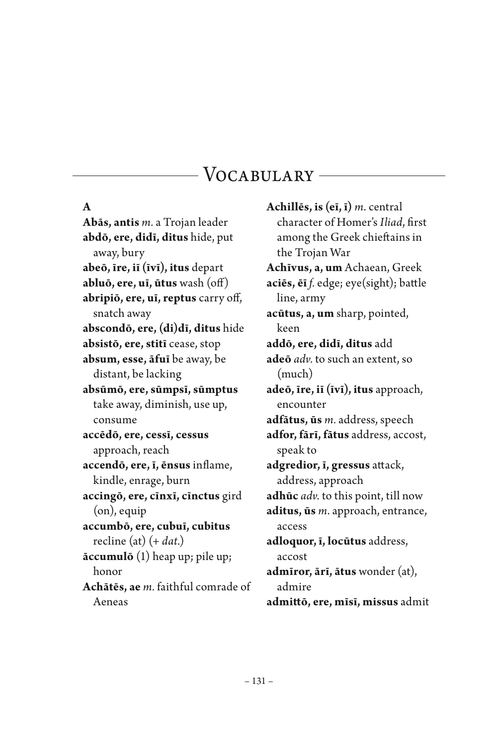# Vocabulary

**A**

**Abās, antis** *m.* a Trojan leader

**abdō, ere, didī, ditus** hide, put away, bury

**abeō, īre, iī (īvī), itus** depart

**abluō, ere, uī, ūtus** wash (off)

**abripiō, ere, uī, reptus** carry off, snatch away

**abscondō, ere, (di)dī, ditus** hide

**absistō, ere, stitī** cease, stop

**absum, esse, āfuī** be away, be distant, be lacking

**absūmō, ere, sūmpsī, sūmptus** take away, diminish, use up, consume

**accēdō, ere, cessī, cessus** approach, reach

**accendō, ere, ī, ēnsus** inflame, kindle, enrage, burn

**accingō, ere, cīnxī, cīnctus** gird (on), equip

**accumbō, ere, cubuī, cubitus** recline (at) (+ *dat.*)

**āccumulō** (1) heap up; pile up; honor

**Achātēs, ae** *m.* faithful comrade of Aeneas

**Achillēs, is (eī, ī)** *m.* central character of Homer's *Iliad*, first among the Greek chieftains in the Trojan War

**Achīvus, a, um** Achaean, Greek

**aciēs, ēī** *f.* edge; eye(sight); battle line, army

**acūtus, a, um** sharp, pointed, keen

**addō, ere, didī, ditus** add

**adeō** *adv.* to such an extent, so (much)

**adeō, īre, iī (īvī), itus** approach, encounter

**adfātus, ūs** *m.* address, speech

**adfor, fārī, fātus** address, accost, speak to

**adgredior, ī, gressus** attack, address, approach

**adhūc** *adv.* to this point, till now

**aditus, ūs** *m.* approach, entrance, access

**adloquor, ī, locūtus** address, accost

**admīror, ārī, ātus** wonder (at), admire

**admittō, ere, mīsī, missus** admit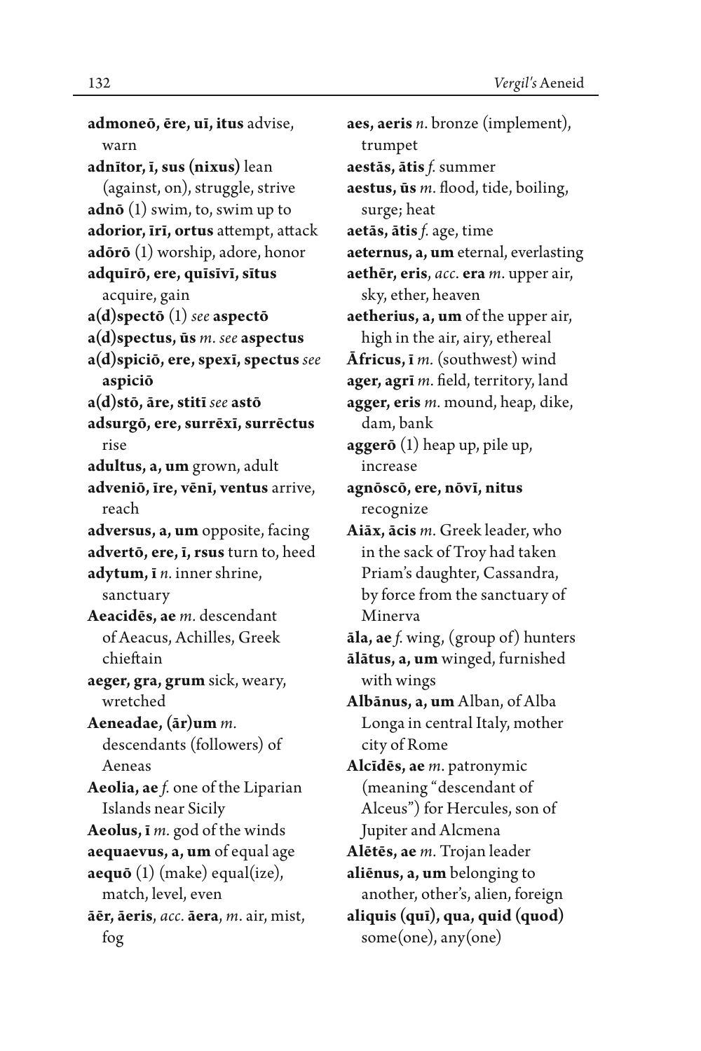**admoneō, ēre, uī, itus** advise, warn

**adnītor, ī, sus (nixus)** lean (against, on), struggle, strive

**adnō** (1) swim, to, swim up to

**adorior, īrī, ortus** attempt, attack

**adōrō** (1) worship, adore, honor

**adquīrō, ere, quīsīvī, sītus** acquire, gain

**a(d)spectō** (1) *see* **aspectō**

**a(d)spectus, ūs** *m. see* **aspectus**

**a(d)spiciō, ere, spexī, spectus** *see* **aspiciō**

**a(d)stō, āre, stitī** *see* **astō**

**adsurgō, ere, surrēxī, surrēctus** rise

**adultus, a, um** grown, adult

**adveniō, īre, vēnī, ventus** arrive, reach

**adversus, a, um** opposite, facing

**advertō, ere, ī, rsus** turn to, heed

**adytum, ī** *n.* inner shrine, sanctuary

**Aeacidēs, ae** *m.* descendant of Aeacus, Achilles, Greek chieftain

**aeger, gra, grum** sick, weary, wretched

**Aeneadae, (ār)um** *m.* descendants (followers) of Aeneas

**Aeolia, ae** *f.* one of the Liparian Islands near Sicily

**Aeolus, ī** *m.* god of the winds

**aequaevus, a, um** of equal age

**aequō** (1) (make) equal(ize), match, level, even

**āēr, āeris**, *acc.* **āera**, *m.* air, mist, fog

**aes, aeris** *n.* bronze (implement), trumpet

**aestās, ātis** *f.* summer

**aestus, ūs** *m.* flood, tide, boiling, surge; heat

**aetās, ātis** *f.* age, time

**aeternus, a, um** eternal, everlasting

**aethēr, eris**, *acc.* **era** *m.* upper air, sky, ether, heaven

**aetherius, a, um** of the upper air, high in the air, airy, ethereal

**Āfricus, ī** *m.* (southwest) wind

**ager, agrī** *m.* field, territory, land

**agger, eris** *m.* mound, heap, dike, dam, bank

**aggerō** (1) heap up, pile up, increase

**agnōscō, ere, nōvī, nitus** recognize

**Aiāx, ācis** *m.* Greek leader, who in the sack of Troy had taken Priam's daughter, Cassandra, by force from the sanctuary of Minerva

**āla, ae** *f.* wing, (group of) hunters

**ālātus, a, um** winged, furnished with wings

**Albānus, a, um** Alban, of Alba Longa in central Italy, mother city of Rome

**Alcīdēs, ae** *m.* patronymic (meaning "descendant of Alceus") for Hercules, son of Jupiter and Alcmena

**Alētēs, ae** *m.* Trojan leader

**aliēnus, a, um** belonging to another, other's, alien, foreign

**aliquis (quī), qua, quid (quod)** some(one), any(one)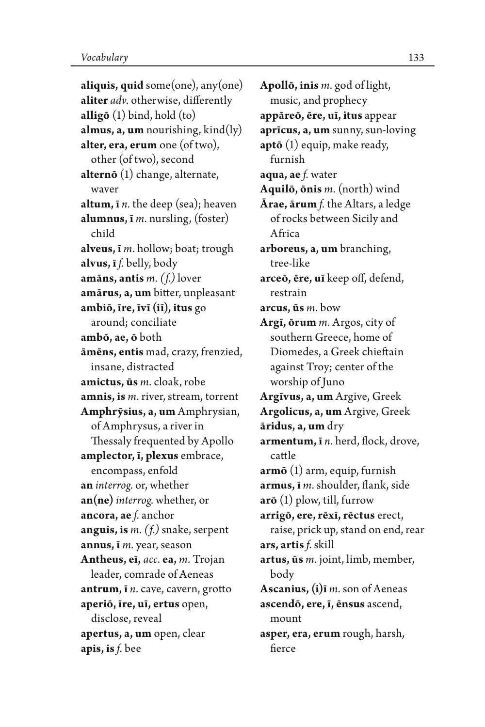**aliquis, quid** some(one), any(one)
**aliter** *adv.* otherwise, differently
**alligō** (1) bind, hold (to)
**almus, a, um** nourishing, kind(ly)
**alter, era, erum** one (of two), other (of two), second
**alternō** (1) change, alternate, waver
**altum, ī** *n.* the deep (sea); heaven
**alumnus, ī** *m.* nursling, (foster) child
**alveus, ī** *m.* hollow; boat; trough
**alvus, ī** *f.* belly, body
**amāns, antis** *m. (f.)* lover
**amārus, a, um** bitter, unpleasant
**ambiō, īre, īvī (iī), itus** go around; conciliate
**ambō, ae, ō** both
**āmēns, entis** mad, crazy, frenzied, insane, distracted
**amictus, ūs** *m.* cloak, robe
**amnis, is** *m.* river, stream, torrent
**Amphrӯsius, a, um** Amphrysian, of Amphrysus, a river in Thessaly frequented by Apollo
**amplector, ī, plexus** embrace, encompass, enfold
**an** *interrog.* or, whether
**an(ne)** *interrog.* whether, or
**ancora, ae** *f.* anchor
**anguis, is** *m. (f.)* snake, serpent
**annus, ī** *m.* year, season
**Antheus, eī,** *acc.* **ea,** *m.* Trojan leader, comrade of Aeneas
**antrum, ī** *n.* cave, cavern, grotto
**aperiō, īre, uī, ertus** open, disclose, reveal
**apertus, a, um** open, clear
**apis, is** *f.* bee
**Apollō, inis** *m.* god of light, music, and prophecy
**appāreō, ēre, uī, itus** appear
**aprīcus, a, um** sunny, sun-loving
**aptō** (1) equip, make ready, furnish
**aqua, ae** *f.* water
**Aquilō, ōnis** *m.* (north) wind
**Ārae, ārum** *f.* the Altars, a ledge of rocks between Sicily and Africa
**arboreus, a, um** branching, tree-like
**arceō, ēre, uī** keep off, defend, restrain
**arcus, ūs** *m.* bow
**Argī, ōrum** *m.* Argos, city of southern Greece, home of Diomedes, a Greek chieftain against Troy; center of the worship of Juno
**Argīvus, a, um** Argive, Greek
**Argolicus, a, um** Argive, Greek
**āridus, a, um** dry
**armentum, ī** *n.* herd, flock, drove, cattle
**armō** (1) arm, equip, furnish
**armus, ī** *m.* shoulder, flank, side
**arō** (1) plow, till, furrow
**arrigō, ere, rēxī, rēctus** erect, raise, prick up, stand on end, rear
**ars, artis** *f.* skill
**artus, ūs** *m.* joint, limb, member, body
**Ascanius, (i)ī** *m.* son of Aeneas
**ascendō, ere, ī, ēnsus** ascend, mount
**asper, era, erum** rough, harsh, fierce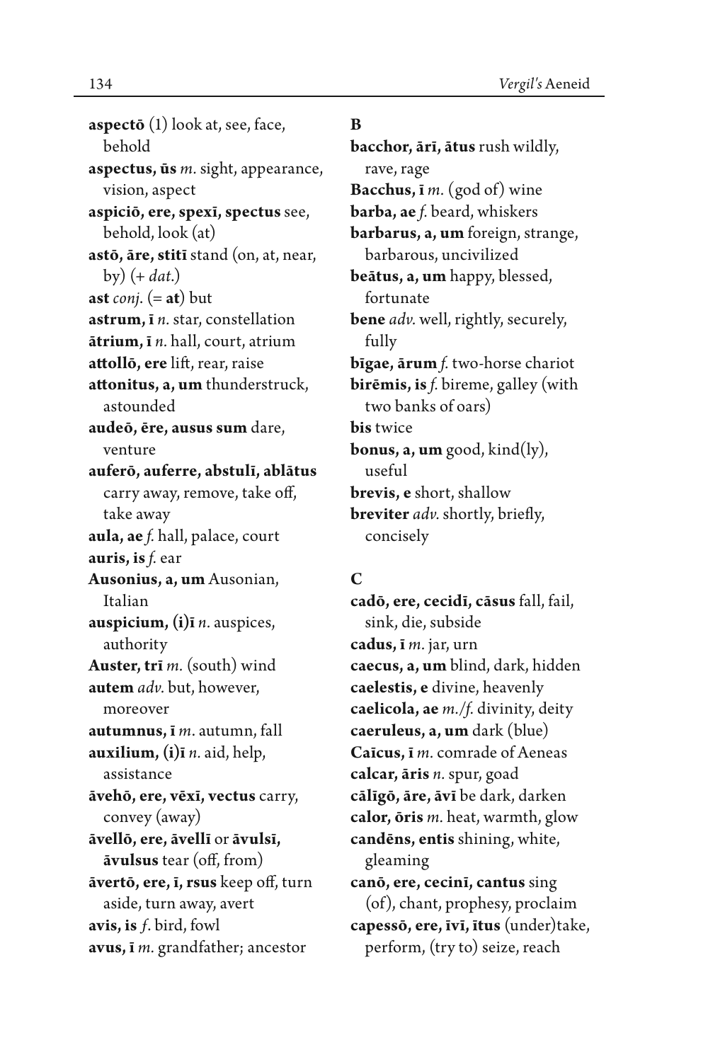**aspectō** (1) look at, see, face, behold

**aspectus, ūs** *m.* sight, appearance, vision, aspect

**aspiciō, ere, spexī, spectus** see, behold, look (at)

**astō, āre, stitī** stand (on, at, near, by) (+ *dat.*)

**ast** *conj.* (= **at**) but

**astrum, ī** *n.* star, constellation

**ātrium, ī** *n.* hall, court, atrium

**attollō, ere** lift, rear, raise

**attonitus, a, um** thunderstruck, astounded

**audeō, ēre, ausus sum** dare, venture

**auferō, auferre, abstulī, ablātus** carry away, remove, take off, take away

**aula, ae** *f.* hall, palace, court

**auris, is** *f.* ear

**Ausonius, a, um** Ausonian, Italian

**auspicium, (i)ī** *n.* auspices, authority

**Auster, trī** *m.* (south) wind

**autem** *adv.* but, however, moreover

**autumnus, ī** *m.* autumn, fall

**auxilium, (i)ī** *n.* aid, help, assistance

**āvehō, ere, vēxī, vectus** carry, convey (away)

**āvellō, ere, āvellī** or **āvulsī, āvulsus** tear (off, from)

**āvertō, ere, ī, rsus** keep off, turn aside, turn away, avert

**avis, is** *f.* bird, fowl

**avus, ī** *m.* grandfather; ancestor

**B**

**bacchor, ārī, ātus** rush wildly, rave, rage

**Bacchus, ī** *m.* (god of) wine

**barba, ae** *f.* beard, whiskers

**barbarus, a, um** foreign, strange, barbarous, uncivilized

**beātus, a, um** happy, blessed, fortunate

**bene** *adv.* well, rightly, securely, fully

**bīgae, ārum** *f.* two-horse chariot

**birēmis, is** *f.* bireme, galley (with two banks of oars)

**bis** twice

**bonus, a, um** good, kind(ly), useful

**brevis, e** short, shallow

**breviter** *adv.* shortly, briefly, concisely

**C**

**cadō, ere, cecidī, cāsus** fall, fail, sink, die, subside

**cadus, ī** *m.* jar, urn

**caecus, a, um** blind, dark, hidden

**caelestis, e** divine, heavenly

**caelicola, ae** *m./f.* divinity, deity

**caeruleus, a, um** dark (blue)

**Caīcus, ī** *m.* comrade of Aeneas

**calcar, āris** *n.* spur, goad

**cālīgō, āre, āvī** be dark, darken

**calor, ōris** *m.* heat, warmth, glow

**candēns, entis** shining, white, gleaming

**canō, ere, cecinī, cantus** sing (of), chant, prophesy, proclaim

**capessō, ere, īvī, ītus** (under)take, perform, (try to) seize, reach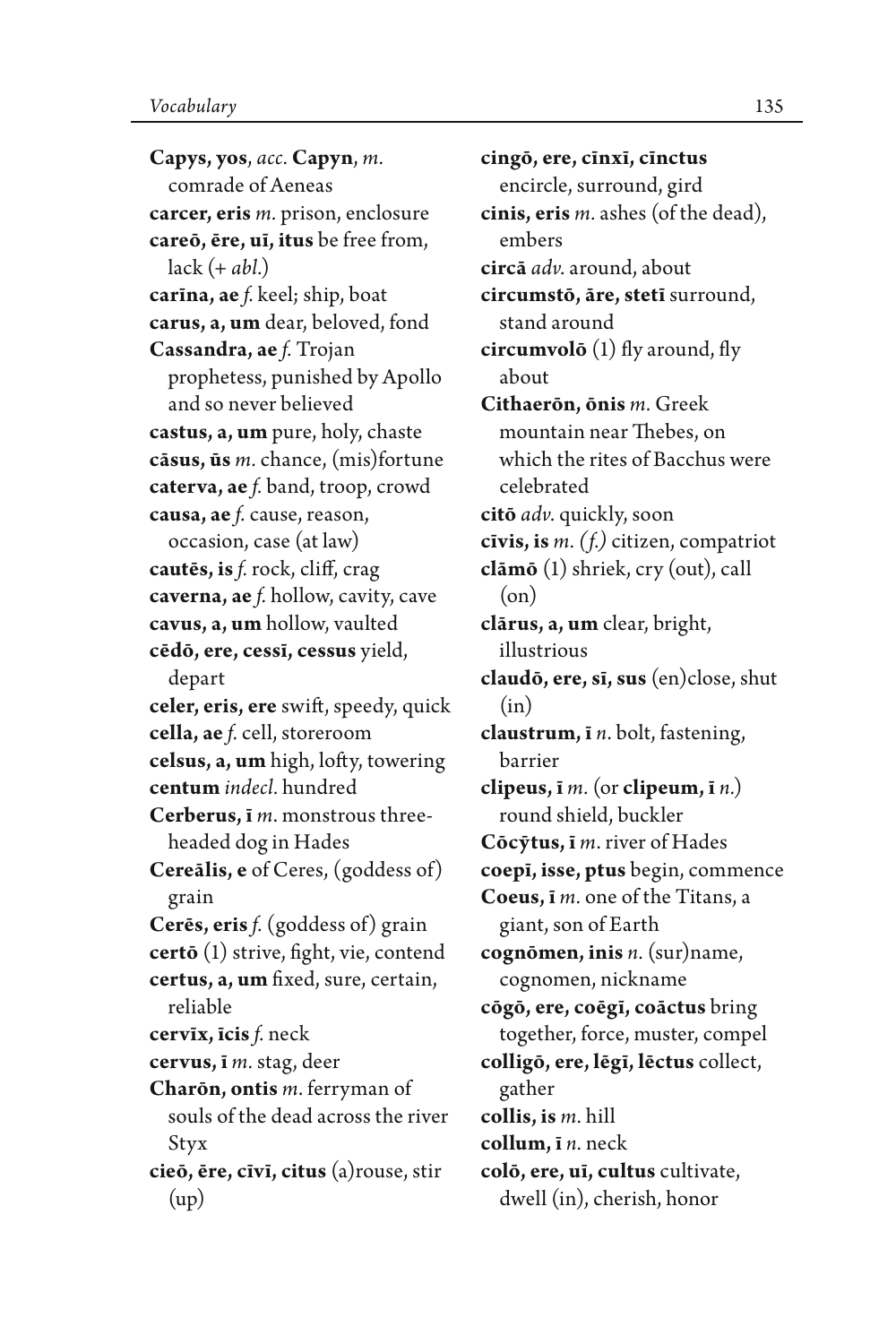**Capys, yos**, *acc.* **Capyn**, *m.* comrade of Aeneas

**carcer, eris** *m.* prison, enclosure

**careō, ēre, uī, itus** be free from, lack (+ *abl.*)

**carīna, ae** *f.* keel; ship, boat

**carus, a, um** dear, beloved, fond

**Cassandra, ae** *f.* Trojan prophetess, punished by Apollo and so never believed

**castus, a, um** pure, holy, chaste

**cāsus, ūs** *m.* chance, (mis)fortune

**caterva, ae** *f.* band, troop, crowd

**causa, ae** *f.* cause, reason, occasion, case (at law)

**cautēs, is** *f.* rock, cliff, crag

**caverna, ae** *f.* hollow, cavity, cave

**cavus, a, um** hollow, vaulted

**cēdō, ere, cessī, cessus** yield, depart

**celer, eris, ere** swift, speedy, quick

**cella, ae** *f.* cell, storeroom

**celsus, a, um** high, lofty, towering

**centum** *indecl.* hundred

**Cerberus, ī** *m.* monstrous three-headed dog in Hades

**Cereālis, e** of Ceres, (goddess of) grain

**Cerēs, eris** *f.* (goddess of) grain

**certō** (1) strive, fight, vie, contend

**certus, a, um** fixed, sure, certain, reliable

**cervīx, īcis** *f.* neck

**cervus, ī** *m.* stag, deer

**Charōn, ontis** *m.* ferryman of souls of the dead across the river Styx

**cieō, ēre, cīvī, citus** (a)rouse, stir (up)

**cingō, ere, cīnxī, cīnctus** encircle, surround, gird

**cinis, eris** *m.* ashes (of the dead), embers

**circā** *adv.* around, about

**circumstō, āre, stetī** surround, stand around

**circumvolō** (1) fly around, fly about

**Cithaerōn, ōnis** *m.* Greek mountain near Thebes, on which the rites of Bacchus were celebrated

**citō** *adv.* quickly, soon

**cīvis, is** *m. (f.)* citizen, compatriot

**clāmō** (1) shriek, cry (out), call (on)

**clārus, a, um** clear, bright, illustrious

**claudō, ere, sī, sus** (en)close, shut (in)

**claustrum, ī** *n.* bolt, fastening, barrier

**clipeus, ī** *m.* (or **clipeum, ī** *n.*) round shield, buckler

**Cōcȳtus, ī** *m.* river of Hades

**coepī, isse, ptus** begin, commence

**Coeus, ī** *m.* one of the Titans, a giant, son of Earth

**cognōmen, inis** *n.* (sur)name, cognomen, nickname

**cōgō, ere, coēgī, coāctus** bring together, force, muster, compel

**colligō, ere, lēgī, lēctus** collect, gather

**collis, is** *m.* hill

**collum, ī** *n.* neck

**colō, ere, uī, cultus** cultivate, dwell (in), cherish, honor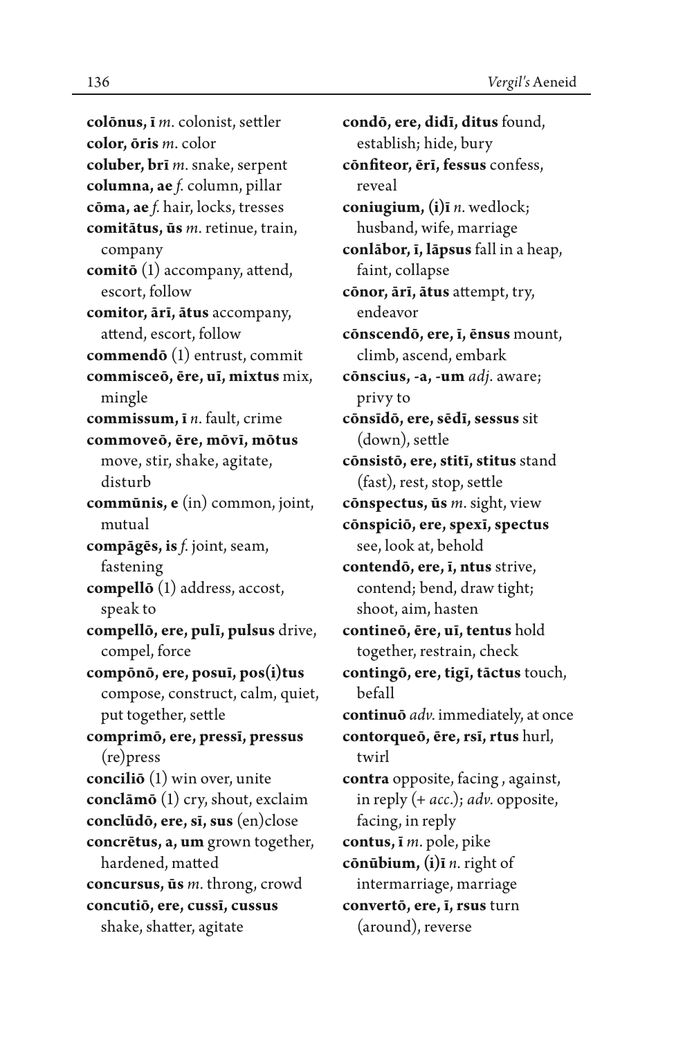**colōnus, ī** *m.* colonist, settler
**color, ōris** *m.* color
**coluber, brī** *m.* snake, serpent
**columna, ae** *f.* column, pillar
**cōma, ae** *f.* hair, locks, tresses
**comitātus, ūs** *m.* retinue, train, company
**comitō** (1) accompany, attend, escort, follow
**comitor, ārī, ātus** accompany, attend, escort, follow
**commendō** (1) entrust, commit
**commisceō, ēre, uī, mixtus** mix, mingle
**commissum, ī** *n.* fault, crime
**commoveō, ēre, mōvī, mōtus** move, stir, shake, agitate, disturb
**commūnis, e** (in) common, joint, mutual
**compāgēs, is** *f.* joint, seam, fastening
**compellō** (1) address, accost, speak to
**compellō, ere, pulī, pulsus** drive, compel, force
**compōnō, ere, posuī, pos(i)tus** compose, construct, calm, quiet, put together, settle
**comprimō, ere, pressī, pressus** (re)press
**conciliō** (1) win over, unite
**conclāmō** (1) cry, shout, exclaim
**conclūdō, ere, sī, sus** (en)close
**concrētus, a, um** grown together, hardened, matted
**concursus, ūs** *m.* throng, crowd
**concutiō, ere, cussī, cussus** shake, shatter, agitate
**condō, ere, didī, ditus** found, establish; hide, bury
**cōnfiteor, ērī, fessus** confess, reveal
**coniugium, (i)ī** *n.* wedlock; husband, wife, marriage
**conlābor, ī, lāpsus** fall in a heap, faint, collapse
**cōnor, ārī, ātus** attempt, try, endeavor
**cōnscendō, ere, ī, ēnsus** mount, climb, ascend, embark
**cōnscius, -a, -um** *adj.* aware; privy to
**cōnsīdō, ere, sēdī, sessus** sit (down), settle
**cōnsistō, ere, stitī, stitus** stand (fast), rest, stop, settle
**cōnspectus, ūs** *m.* sight, view
**cōnspiciō, ere, spexī, spectus** see, look at, behold
**contendō, ere, ī, ntus** strive, contend; bend, draw tight; shoot, aim, hasten
**contineō, ēre, uī, tentus** hold together, restrain, check
**contingō, ere, tigī, tāctus** touch, befall
**continuō** *adv.* immediately, at once
**contorqueō, ēre, rsī, rtus** hurl, twirl
**contra** opposite, facing , against, in reply (+ *acc.*); *adv.* opposite, facing, in reply
**contus, ī** *m.* pole, pike
**cōnūbium, (i)ī** *n.* right of intermarriage, marriage
**convertō, ere, ī, rsus** turn (around), reverse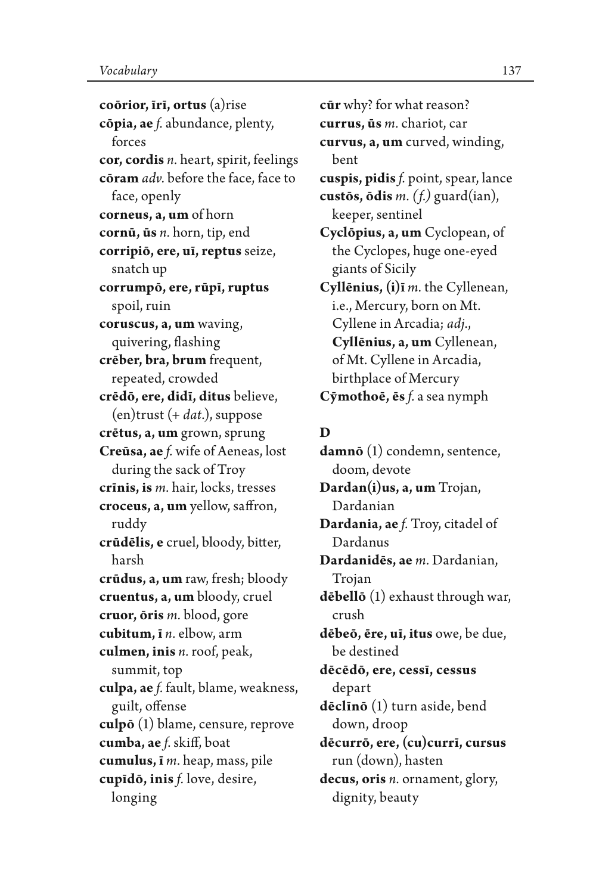**coōrior, īrī, ortus** (a)rise

**cōpia, ae** *f.* abundance, plenty, forces

**cor, cordis** *n.* heart, spirit, feelings

**cōram** *adv.* before the face, face to face, openly

**corneus, a, um** of horn

**cornū, ūs** *n.* horn, tip, end

**corripiō, ere, uī, reptus** seize, snatch up

**corrumpō, ere, rūpī, ruptus** spoil, ruin

**coruscus, a, um** waving, quivering, flashing

**crēber, bra, brum** frequent, repeated, crowded

**crēdō, ere, didī, ditus** believe, (en)trust (+ *dat.*), suppose

**crētus, a, um** grown, sprung

**Creūsa, ae** *f.* wife of Aeneas, lost during the sack of Troy

**crīnis, is** *m.* hair, locks, tresses

**croceus, a, um** yellow, saffron, ruddy

**crūdēlis, e** cruel, bloody, bitter, harsh

**crūdus, a, um** raw, fresh; bloody

**cruentus, a, um** bloody, cruel

**cruor, ōris** *m.* blood, gore

**cubitum, ī** *n.* elbow, arm

**culmen, inis** *n.* roof, peak, summit, top

**culpa, ae** *f.* fault, blame, weakness, guilt, offense

**culpō** (1) blame, censure, reprove

**cumba, ae** *f.* skiff, boat

**cumulus, ī** *m.* heap, mass, pile

**cupīdō, inis** *f.* love, desire, longing

**cūr** why? for what reason?

**currus, ūs** *m.* chariot, car

**curvus, a, um** curved, winding, bent

**cuspis, pidis** *f.* point, spear, lance

**custōs, ōdis** *m. (f.)* guard(ian), keeper, sentinel

**Cyclōpius, a, um** Cyclopean, of the Cyclopes, huge one-eyed giants of Sicily

**Cyllēnius, (i)ī** *m.* the Cyllenean, i.e., Mercury, born on Mt. Cyllene in Arcadia; *adj.*, **Cyllēnius, a, um** Cyllenean, of Mt. Cyllene in Arcadia, birthplace of Mercury

**Cȳmothoē, ēs** *f.* a sea nymph

## D

**damnō** (1) condemn, sentence, doom, devote

**Dardan(i)us, a, um** Trojan, Dardanian

**Dardania, ae** *f.* Troy, citadel of Dardanus

**Dardanidēs, ae** *m.* Dardanian, Trojan

**dēbellō** (1) exhaust through war, crush

**dēbeō, ēre, uī, itus** owe, be due, be destined

**dēcēdō, ere, cessī, cessus** depart

**dēclīnō** (1) turn aside, bend down, droop

**dēcurrō, ere, (cu)currī, cursus** run (down), hasten

**decus, oris** *n.* ornament, glory, dignity, beauty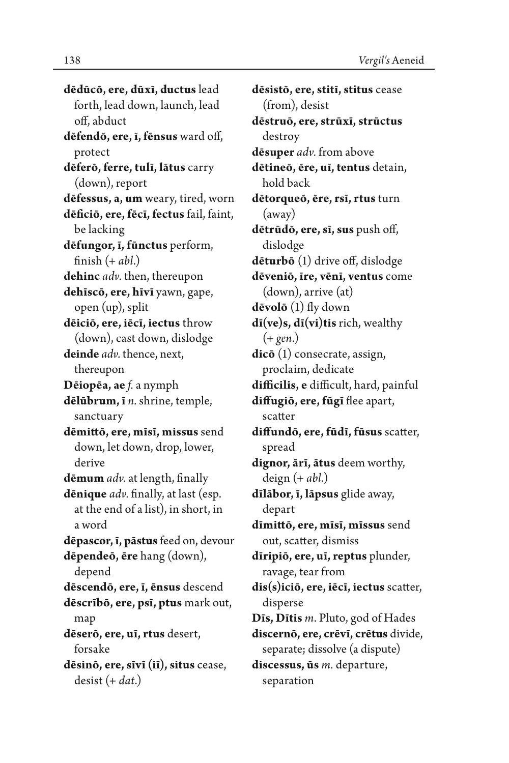**dēdūcō, ere, dūxī, ductus** lead forth, lead down, launch, lead off, abduct

**dēfendō, ere, ī, fēnsus** ward off, protect

**dēferō, ferre, tulī, lātus** carry (down), report

**dēfessus, a, um** weary, tired, worn

**dēficiō, ere, fēcī, fectus** fail, faint, be lacking

**dēfungor, ī, fūnctus** perform, finish (+ *abl.*)

**dehinc** *adv.* then, thereupon

**dehīscō, ere, hīvī** yawn, gape, open (up), split

**dēiciō, ere, iēcī, iectus** throw (down), cast down, dislodge

**deinde** *adv.* thence, next, thereupon

**Dēiopēa, ae** *f.* a nymph

**dēlūbrum, ī** *n.* shrine, temple, sanctuary

**dēmittō, ere, mīsī, missus** send down, let down, drop, lower, derive

**dēmum** *adv.* at length, finally

**dēnique** *adv.* finally, at last (esp. at the end of a list), in short, in a word

**dēpascor, ī, pāstus** feed on, devour

**dēpendeō, ēre** hang (down), depend

**dēscendō, ere, ī, ēnsus** descend

**dēscrībō, ere, psī, ptus** mark out, map

**dēserō, ere, uī, rtus** desert, forsake

**dēsinō, ere, sīvī (iī), situs** cease, desist (+ *dat.*)

**dēsistō, ere, stitī, stitus** cease (from), desist

**dēstruō, ere, strūxī, strūctus** destroy

**dēsuper** *adv.* from above

**dētineō, ēre, uī, tentus** detain, hold back

**dētorqueō, ēre, rsī, rtus** turn (away)

**dētrūdō, ere, sī, sus** push off, dislodge

**dēturbō** (1) drive off, dislodge

**dēveniō, īre, vēnī, ventus** come (down), arrive (at)

**dēvolō** (1) fly down

**dī(ve)s, dī(vi)tis** rich, wealthy (+ *gen.*)

**dicō** (1) consecrate, assign, proclaim, dedicate

**difficilis, e** difficult, hard, painful

**diffugiō, ere, fūgī** flee apart, scatter

**diffundō, ere, fūdī, fūsus** scatter, spread

**dignor, ārī, ātus** deem worthy, deign (+ *abl.*)

**dīlābor, ī, lāpsus** glide away, depart

**dīmittō, ere, mīsī, mīssus** send out, scatter, dismiss

**dīripiō, ere, uī, reptus** plunder, ravage, tear from

**dis(s)iciō, ere, iēcī, iectus** scatter, disperse

**Dīs, Dītis** *m.* Pluto, god of Hades

**discernō, ere, crēvī, crētus** divide, separate; dissolve (a dispute)

**discessus, ūs** *m.* departure, separation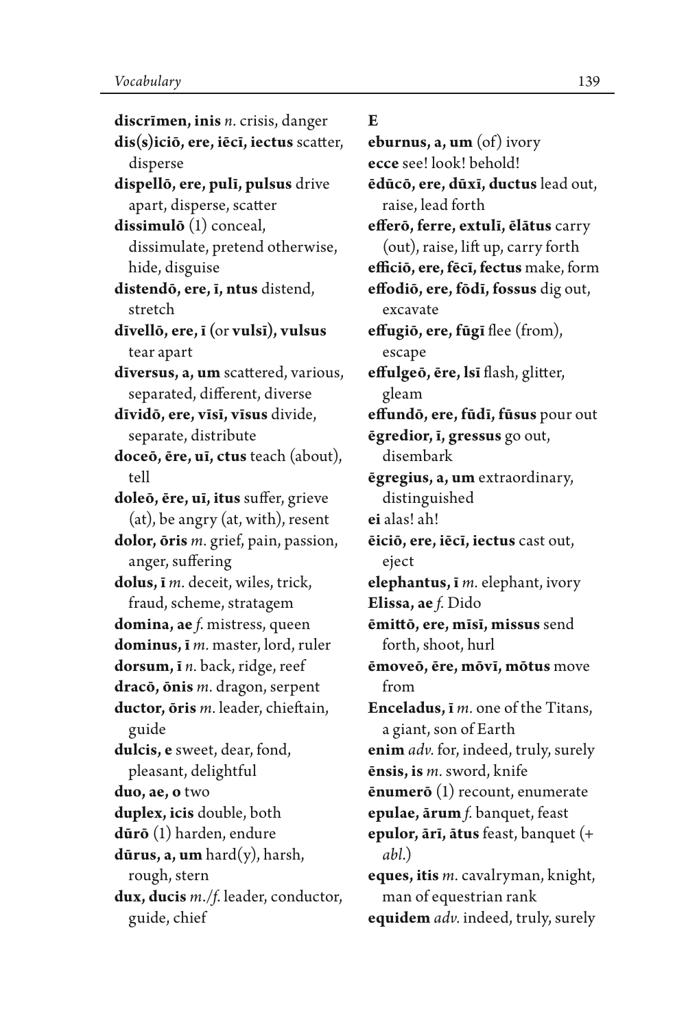**discrīmen, inis** *n.* crisis, danger

**dis(s)iciō, ere, iēcī, iectus** scatter, disperse

**dispellō, ere, pulī, pulsus** drive apart, disperse, scatter

**dissimulō** (1) conceal, dissimulate, pretend otherwise, hide, disguise

**distendō, ere, ī, ntus** distend, stretch

**dīvellō, ere, ī** (or **vulsī**)**, vulsus** tear apart

**dīversus, a, um** scattered, various, separated, different, diverse

**dīvidō, ere, vīsī, vīsus** divide, separate, distribute

**doceō, ēre, uī, ctus** teach (about), tell

**doleō, ēre, uī, itus** suffer, grieve (at), be angry (at, with), resent

**dolor, ōris** *m.* grief, pain, passion, anger, suffering

**dolus, ī** *m.* deceit, wiles, trick, fraud, scheme, stratagem

**domina, ae** *f.* mistress, queen

**dominus, ī** *m.* master, lord, ruler

**dorsum, ī** *n.* back, ridge, reef

**dracō, ōnis** *m.* dragon, serpent

**ductor, ōris** *m.* leader, chieftain, guide

**dulcis, e** sweet, dear, fond, pleasant, delightful

**duo, ae, o** two

**duplex, icis** double, both

**dūrō** (1) harden, endure

**dūrus, a, um** hard(y), harsh, rough, stern

**dux, ducis** *m./f.* leader, conductor, guide, chief

# E

**eburnus, a, um** (of) ivory

**ecce** see! look! behold!

**ēdūcō, ere, dūxī, ductus** lead out, raise, lead forth

**efferō, ferre, extulī, ēlātus** carry (out), raise, lift up, carry forth

**efficiō, ere, fēcī, fectus** make, form

**effodiō, ere, fōdī, fossus** dig out, excavate

**effugiō, ere, fūgī** flee (from), escape

**effulgeō, ēre, lsī** flash, glitter, gleam

**effundō, ere, fūdī, fūsus** pour out

**ēgredior, ī, gressus** go out, disembark

**ēgregius, a, um** extraordinary, distinguished

**ei** alas! ah!

**ēiciō, ere, iēcī, iectus** cast out, eject

**elephantus, ī** *m.* elephant, ivory

**Elissa, ae** *f.* Dido

**ēmittō, ere, mīsī, missus** send forth, shoot, hurl

**ēmoveō, ēre, mōvī, mōtus** move from

**Enceladus, ī** *m.* one of the Titans, a giant, son of Earth

**enim** *adv.* for, indeed, truly, surely

**ēnsis, is** *m.* sword, knife

**ēnumerō** (1) recount, enumerate

**epulae, ārum** *f.* banquet, feast

**epulor, ārī, ātus** feast, banquet (+ *abl.*)

**eques, itis** *m.* cavalryman, knight, man of equestrian rank

**equidem** *adv.* indeed, truly, surely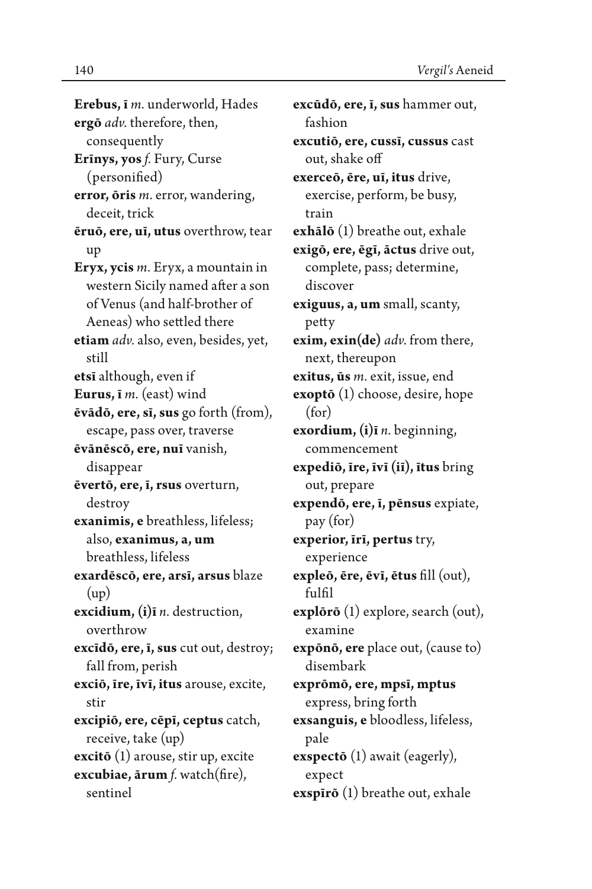**Erebus, ī** *m.* underworld, Hades

**ergō** *adv.* therefore, then, consequently

**Erīnys, yos** *f.* Fury, Curse (personified)

**error, ōris** *m.* error, wandering, deceit, trick

**ēruō, ere, uī, utus** overthrow, tear up

**Eryx, ycis** *m.* Eryx, a mountain in western Sicily named after a son of Venus (and half-brother of Aeneas) who settled there

**etiam** *adv.* also, even, besides, yet, still

**etsī** although, even if

**Eurus, ī** *m.* (east) wind

**ēvādō, ere, sī, sus** go forth (from), escape, pass over, traverse

**ēvānēscō, ere, nuī** vanish, disappear

**ēvertō, ere, ī, rsus** overturn, destroy

**exanimis, e** breathless, lifeless; also, **exanimus, a, um** breathless, lifeless

**exardēscō, ere, arsī, arsus** blaze (up)

**excidium, (i)ī** *n.* destruction, overthrow

**excīdō, ere, ī, sus** cut out, destroy; fall from, perish

**exciō, īre, īvī, itus** arouse, excite, stir

**excipiō, ere, cēpī, ceptus** catch, receive, take (up)

**excitō** (1) arouse, stir up, excite

**excubiae, ārum** *f.* watch(fire), sentinel

**excūdō, ere, ī, sus** hammer out, fashion

**excutiō, ere, cussī, cussus** cast out, shake off

**exerceō, ēre, uī, itus** drive, exercise, perform, be busy, train

**exhālō** (1) breathe out, exhale

**exigō, ere, ēgī, āctus** drive out, complete, pass; determine, discover

**exiguus, a, um** small, scanty, petty

**exim, exin(de)** *adv.* from there, next, thereupon

**exitus, ūs** *m.* exit, issue, end

**exoptō** (1) choose, desire, hope (for)

**exordium, (i)ī** *n.* beginning, commencement

**expediō, īre, īvī (iī), ītus** bring out, prepare

**expendō, ere, ī, pēnsus** expiate, pay (for)

**experior, īrī, pertus** try, experience

**expleō, ēre, ēvī, ētus** fill (out), fulfil

**explōrō** (1) explore, search (out), examine

**expōnō, ere** place out, (cause to) disembark

**exprōmō, ere, mpsī, mptus** express, bring forth

**exsanguis, e** bloodless, lifeless, pale

**exspectō** (1) await (eagerly), expect

**exspīrō** (1) breathe out, exhale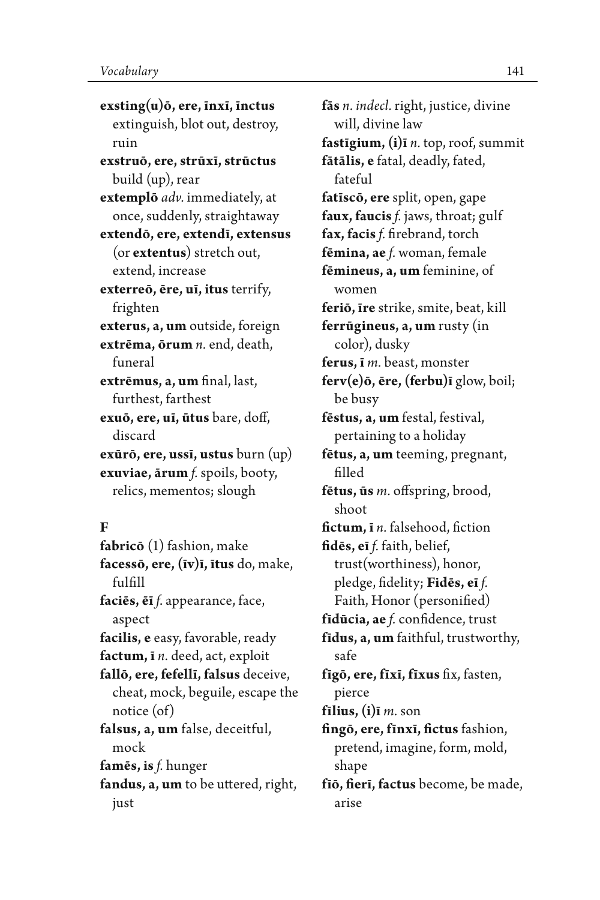**exsting(u)ō, ere, īnxī, īnctus** extinguish, blot out, destroy, ruin

**exstruō, ere, strūxī, strūctus** build (up), rear

**extemplō** *adv.* immediately, at once, suddenly, straightaway

**extendō, ere, extendī, extensus** (or **extentus**) stretch out, extend, increase

**exterreō, ēre, uī, itus** terrify, frighten

**exterus, a, um** outside, foreign

**extrēma, ōrum** *n.* end, death, funeral

**extrēmus, a, um** final, last, furthest, farthest

**exuō, ere, uī, ūtus** bare, doff, discard

**exūrō, ere, ussī, ustus** burn (up)

**exuviae, ārum** *f.* spoils, booty, relics, mementos; slough

**F**

**fabricō** (1) fashion, make

**facessō, ere, (īv)ī, ītus** do, make, fulfill

**faciēs, ēī** *f.* appearance, face, aspect

**facilis, e** easy, favorable, ready

**factum, ī** *n.* deed, act, exploit

**fallō, ere, fefellī, falsus** deceive, cheat, mock, beguile, escape the notice (of)

**falsus, a, um** false, deceitful, mock

**famēs, is** *f.* hunger

**fandus, a, um** to be uttered, right, just

**fās** *n. indecl.* right, justice, divine will, divine law

**fastīgium, (i)ī** *n.* top, roof, summit

**fātālis, e** fatal, deadly, fated, fateful

**fatīscō, ere** split, open, gape

**faux, faucis** *f.* jaws, throat; gulf

**fax, facis** *f.* firebrand, torch

**fēmina, ae** *f.* woman, female

**fēmineus, a, um** feminine, of women

**feriō, īre** strike, smite, beat, kill

**ferrūgineus, a, um** rusty (in color), dusky

**ferus, ī** *m.* beast, monster

**ferv(e)ō, ēre, (ferbu)ī** glow, boil; be busy

**fēstus, a, um** festal, festival, pertaining to a holiday

**fētus, a, um** teeming, pregnant, filled

**fētus, ūs** *m.* offspring, brood, shoot

**fictum, ī** *n.* falsehood, fiction

**fidēs, eī** *f.* faith, belief, trust(worthiness), honor, pledge, fidelity; **Fidēs, eī** *f.* Faith, Honor (personified)

**fīdūcia, ae** *f.* confidence, trust

**fīdus, a, um** faithful, trustworthy, safe

**fīgō, ere, fīxī, fīxus** fix, fasten, pierce

**fīlius, (i)ī** *m.* son

**fingō, ere, fīnxī, fictus** fashion, pretend, imagine, form, mold, shape

**fīō, fierī, factus** become, be made, arise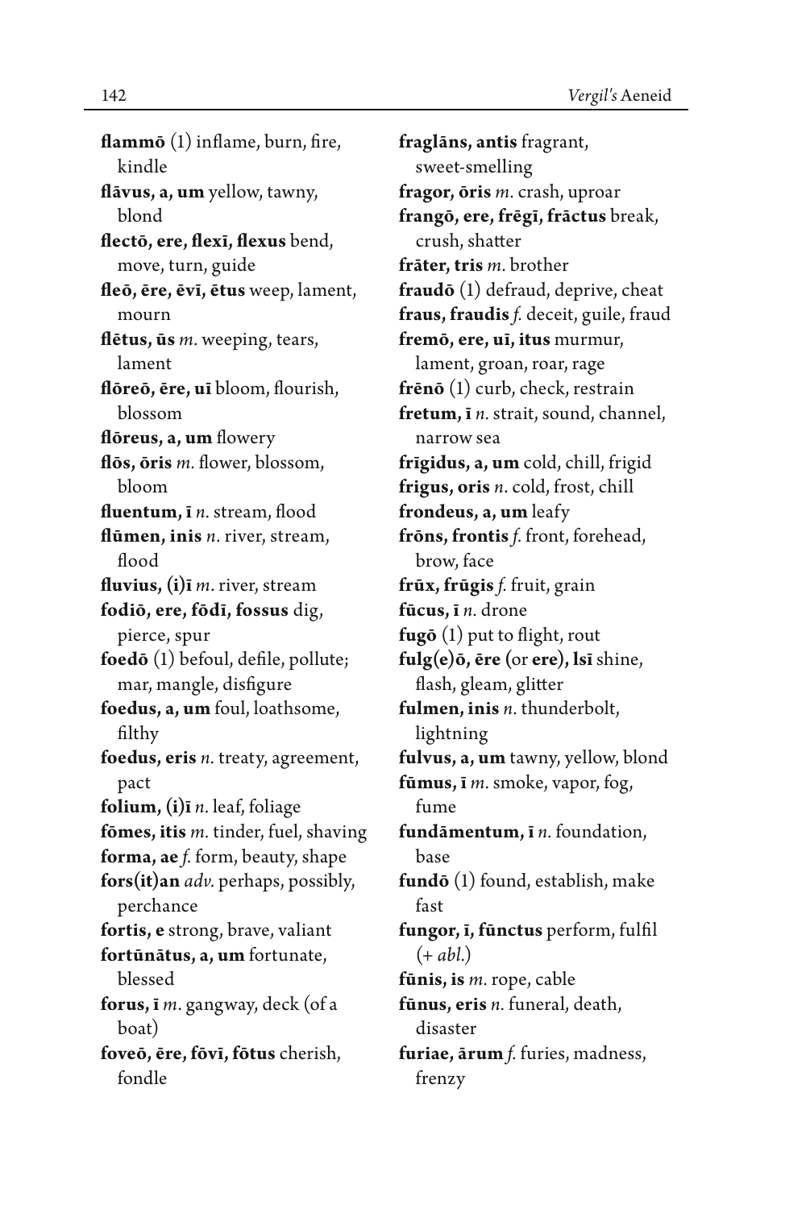**flammō** (1) inflame, burn, fire, kindle

**flāvus, a, um** yellow, tawny, blond

**flectō, ere, flexī, flexus** bend, move, turn, guide

**fleō, ēre, ēvī, ētus** weep, lament, mourn

**flētus, ūs** *m.* weeping, tears, lament

**flōreō, ēre, uī** bloom, flourish, blossom

**flōreus, a, um** flowery

**flōs, ōris** *m.* flower, blossom, bloom

**fluentum, ī** *n.* stream, flood

**flūmen, inis** *n.* river, stream, flood

**fluvius, (i)ī** *m.* river, stream

**fodiō, ere, fōdī, fossus** dig, pierce, spur

**foedō** (1) befoul, defile, pollute; mar, mangle, disfigure

**foedus, a, um** foul, loathsome, filthy

**foedus, eris** *n.* treaty, agreement, pact

**folium, (i)ī** *n.* leaf, foliage

**fōmes, itis** *m.* tinder, fuel, shaving

**forma, ae** *f.* form, beauty, shape

**fors(it)an** *adv.* perhaps, possibly, perchance

**fortis, e** strong, brave, valiant

**fortūnātus, a, um** fortunate, blessed

**forus, ī** *m*. gangway, deck (of a boat)

**foveō, ēre, fōvī, fōtus** cherish, fondle

**fraglāns, antis** fragrant, sweet-smelling

**fragor, ōris** *m.* crash, uproar

**frangō, ere, frēgī, frāctus** break, crush, shatter

**frāter, tris** *m.* brother

**fraudō** (1) defraud, deprive, cheat

**fraus, fraudis** *f.* deceit, guile, fraud

**fremō, ere, uī, itus** murmur, lament, groan, roar, rage

**frēnō** (1) curb, check, restrain

**fretum, ī** *n.* strait, sound, channel, narrow sea

**frīgidus, a, um** cold, chill, frigid

**frigus, oris** *n.* cold, frost, chill

**frondeus, a, um** leafy

**frōns, frontis** *f.* front, forehead, brow, face

**frūx, frūgis** *f.* fruit, grain

**fūcus, ī** *n.* drone

**fugō** (1) put to flight, rout

**fulg(e)ō, ēre** (or **ere**)**, lsī** shine, flash, gleam, glitter

**fulmen, inis** *n.* thunderbolt, lightning

**fulvus, a, um** tawny, yellow, blond

**fūmus, ī** *m.* smoke, vapor, fog, fume

**fundāmentum, ī** *n.* foundation, base

**fundō** (1) found, establish, make fast

**fungor, ī, fūnctus** perform, fulfil (+ *abl.*)

**fūnis, is** *m.* rope, cable

**fūnus, eris** *n.* funeral, death, disaster

**furiae, ārum** *f.* furies, madness, frenzy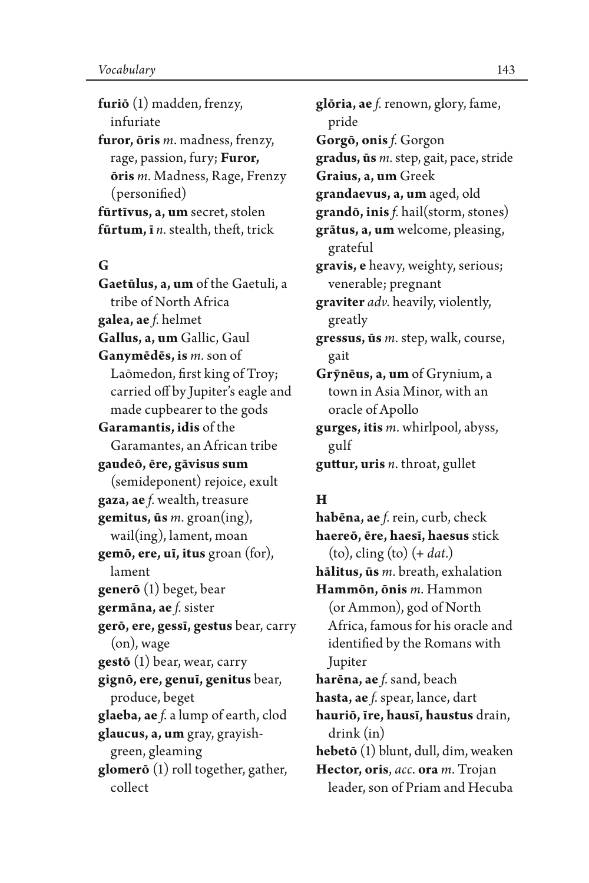**furiō** (1) madden, frenzy, infuriate

**furor, ōris** *m.* madness, frenzy, rage, passion, fury; **Furor, ōris** *m.* Madness, Rage, Frenzy (personified)

**fūrtīvus, a, um** secret, stolen

**fūrtum, ī** *n.* stealth, theft, trick

## G

**Gaetūlus, a, um** of the Gaetuli, a tribe of North Africa

**galea, ae** *f.* helmet

**Gallus, a, um** Gallic, Gaul

**Ganymēdēs, is** *m.* son of Laōmedon, first king of Troy; carried off by Jupiter's eagle and made cupbearer to the gods

**Garamantis, idis** of the Garamantes, an African tribe

**gaudeō, ēre, gāvisus sum** (semideponent) rejoice, exult

**gaza, ae** *f.* wealth, treasure

**gemitus, ūs** *m.* groan(ing), wail(ing), lament, moan

**gemō, ere, uī, itus** groan (for), lament

**generō** (1) beget, bear

**germāna, ae** *f.* sister

**gerō, ere, gessī, gestus** bear, carry (on), wage

**gestō** (1) bear, wear, carry

**gignō, ere, genuī, genitus** bear, produce, beget

**glaeba, ae** *f.* a lump of earth, clod

**glaucus, a, um** gray, grayish-green, gleaming

**glomerō** (1) roll together, gather, collect

**glōria, ae** *f.* renown, glory, fame, pride

**Gorgō, onis** *f.* Gorgon

**gradus, ūs** *m.* step, gait, pace, stride

**Graius, a, um** Greek

**grandaevus, a, um** aged, old

**grandō, inis** *f.* hail(storm, stones)

**grātus, a, um** welcome, pleasing, grateful

**gravis, e** heavy, weighty, serious; venerable; pregnant

**graviter** *adv.* heavily, violently, greatly

**gressus, ūs** *m.* step, walk, course, gait

**Grȳnēus, a, um** of Grynium, a town in Asia Minor, with an oracle of Apollo

**gurges, itis** *m.* whirlpool, abyss, gulf

**guttur, uris** *n.* throat, gullet

## H

**habēna, ae** *f.* rein, curb, check

**haereō, ēre, haesī, haesus** stick (to), cling (to) (+ *dat.*)

**hālitus, ūs** *m.* breath, exhalation

**Hammōn, ōnis** *m.* Hammon (or Ammon), god of North Africa, famous for his oracle and identified by the Romans with Jupiter

**harēna, ae** *f.* sand, beach

**hasta, ae** *f.* spear, lance, dart

**hauriō, īre, hausī, haustus** drain, drink (in)

**hebetō** (1) blunt, dull, dim, weaken

**Hector, oris**, *acc.* **ora** *m.* Trojan leader, son of Priam and Hecuba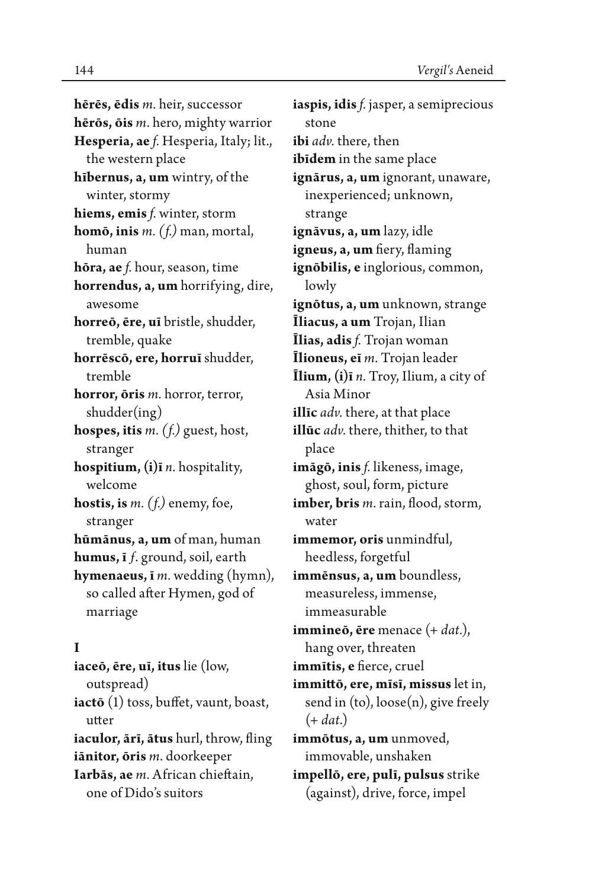**hērēs, ēdis** *m.* heir, successor
**hērōs, ōis** *m.* hero, mighty warrior
**Hesperia, ae** *f.* Hesperia, Italy; lit., the western place
**hībernus, a, um** wintry, of the winter, stormy
**hiems, emis** *f.* winter, storm
**homō, inis** *m. (f.)* man, mortal, human
**hōra, ae** *f.* hour, season, time
**horrendus, a, um** horrifying, dire, awesome
**horreō, ēre, uī** bristle, shudder, tremble, quake
**horrēscō, ere, horruī** shudder, tremble
**horror, ōris** *m.* horror, terror, shudder(ing)
**hospes, itis** *m. (f.)* guest, host, stranger
**hospitium, (i)ī** *n.* hospitality, welcome
**hostis, is** *m. (f.)* enemy, foe, stranger
**hūmānus, a, um** of man, human
**humus, ī** *f.* ground, soil, earth
**hymenaeus, ī** *m.* wedding (hymn), so called after Hymen, god of marriage

**I**

**iaceō, ēre, uī, itus** lie (low, outspread)
**iactō** (1) toss, buffet, vaunt, boast, utter
**iaculor, ārī, ātus** hurl, throw, fling
**iānitor, ōris** *m.* doorkeeper
**Iarbās, ae** *m.* African chieftain, one of Dido's suitors
**iaspis, idis** *f.* jasper, a semiprecious stone
**ibi** *adv.* there, then
**ibīdem** in the same place
**ignārus, a, um** ignorant, unaware, inexperienced; unknown, strange
**ignāvus, a, um** lazy, idle
**igneus, a, um** fiery, flaming
**ignōbilis, e** inglorious, common, lowly
**ignōtus, a, um** unknown, strange
**Īliacus, a um** Trojan, Ilian
**Īlias, adis** *f.* Trojan woman
**Īlioneus, eī** *m.* Trojan leader
**Īlium, (i)ī** *n.* Troy, Ilium, a city of Asia Minor
**illīc** *adv.* there, at that place
**illūc** *adv.* there, thither, to that place
**imāgō, inis** *f.* likeness, image, ghost, soul, form, picture
**imber, bris** *m.* rain, flood, storm, water
**immemor, oris** unmindful, heedless, forgetful
**immēnsus, a, um** boundless, measureless, immense, immeasurable
**immineō, ēre** menace (+ *dat.*), hang over, threaten
**immītis, e** fierce, cruel
**immittō, ere, mīsī, missus** let in, send in (to), loose(n), give freely (+ *dat.*)
**immōtus, a, um** unmoved, immovable, unshaken
**impellō, ere, pulī, pulsus** strike (against), drive, force, impel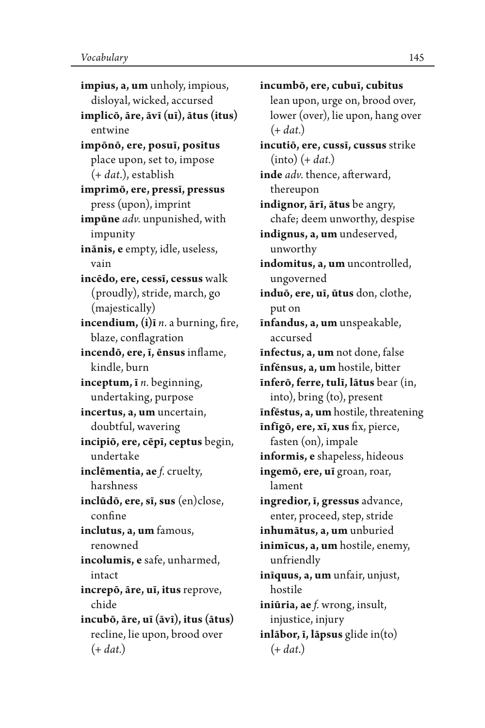**impius, a, um** unholy, impious, disloyal, wicked, accursed

**implicō, āre, āvī (uī), ātus (itus)** entwine

**impōnō, ere, posuī, positus** place upon, set to, impose (+ *dat.*), establish

**imprimō, ere, pressī, pressus** press (upon), imprint

**impūne** *adv.* unpunished, with impunity

**inānis, e** empty, idle, useless, vain

**incēdo, ere, cessī, cessus** walk (proudly), stride, march, go (majestically)

**incendium, (i)ī** *n.* a burning, fire, blaze, conflagration

**incendō, ere, ī, ēnsus** inflame, kindle, burn

**inceptum, ī** *n.* beginning, undertaking, purpose

**incertus, a, um** uncertain, doubtful, wavering

**incipiō, ere, cēpī, ceptus** begin, undertake

**inclēmentia, ae** *f.* cruelty, harshness

**inclūdō, ere, sī, sus** (en)close, confine

**inclutus, a, um** famous, renowned

**incolumis, e** safe, unharmed, intact

**increpō, āre, uī, itus** reprove, chide

**incubō, āre, uī (āvī), itus (ātus)** recline, lie upon, brood over (+ *dat.*)

**incumbō, ere, cubuī, cubitus** lean upon, urge on, brood over, lower (over), lie upon, hang over (+ *dat.*)

**incutiō, ere, cussī, cussus** strike (into) (+ *dat.*)

**inde** *adv.* thence, afterward, thereupon

**indignor, ārī, ātus** be angry, chafe; deem unworthy, despise

**indignus, a, um** undeserved, unworthy

**indomitus, a, um** uncontrolled, ungoverned

**induō, ere, uī, ūtus** don, clothe, put on

**īnfandus, a, um** unspeakable, accursed

**īnfectus, a, um** not done, false

**īnfēnsus, a, um** hostile, bitter

**īnferō, ferre, tulī, lātus** bear (in, into), bring (to), present

**īnfēstus, a, um** hostile, threatening

**īnfīgō, ere, xī, xus** fix, pierce, fasten (on), impale

**informis, e** shapeless, hideous

**ingemō, ere, uī** groan, roar, lament

**ingredior, ī, gressus** advance, enter, proceed, step, stride

**inhumātus, a, um** unburied

**inimīcus, a, um** hostile, enemy, unfriendly

**inīquus, a, um** unfair, unjust, hostile

**iniūria, ae** *f.* wrong, insult, injustice, injury

**inlābor, ī, lāpsus** glide in(to) (+ *dat.*)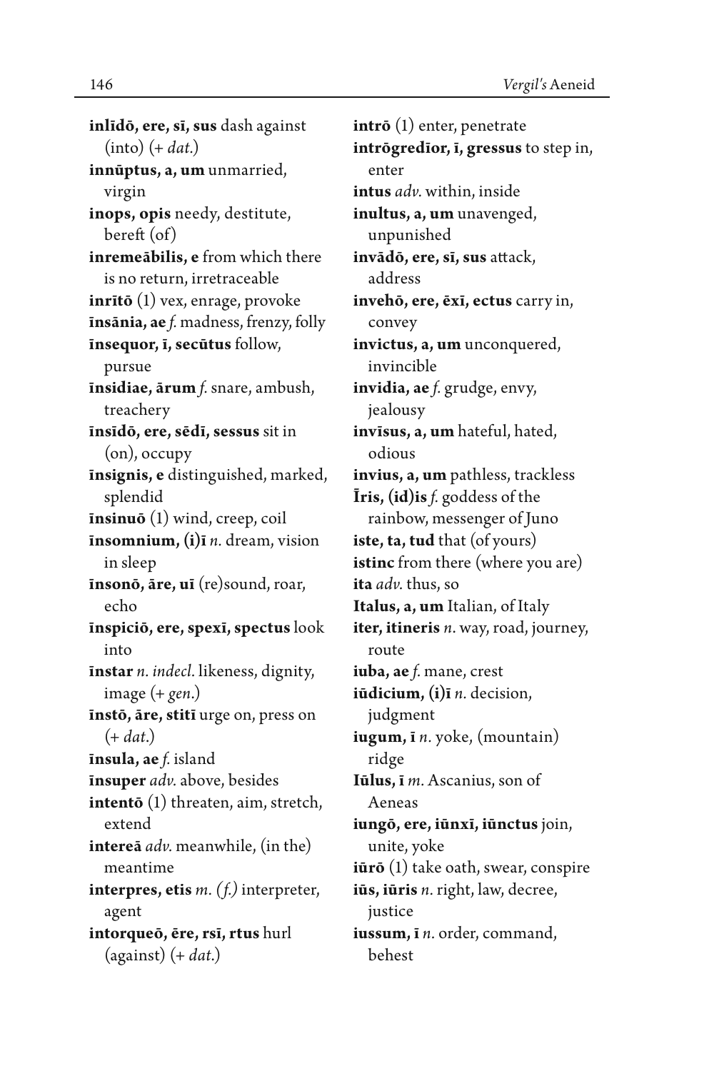**inlīdō, ere, sī, sus** dash against (into) (+ *dat.*)

**innūptus, a, um** unmarried, virgin

**inops, opis** needy, destitute, bereft (of)

**inremeābilis, e** from which there is no return, irretraceable

**inrītō** (1) vex, enrage, provoke

**īnsānia, ae** *f.* madness, frenzy, folly

**īnsequor, ī, secūtus** follow, pursue

**īnsidiae, ārum** *f.* snare, ambush, treachery

**īnsīdō, ere, sēdī, sessus** sit in (on), occupy

**īnsignis, e** distinguished, marked, splendid

**īnsinuō** (1) wind, creep, coil

**īnsomnium, (i)ī** *n.* dream, vision in sleep

**īnsonō, āre, uī** (re)sound, roar, echo

**īnspiciō, ere, spexī, spectus** look into

**īnstar** *n. indecl.* likeness, dignity, image (+ *gen.*)

**īnstō, āre, stitī** urge on, press on (+ *dat.*)

**īnsula, ae** *f.* island

**īnsuper** *adv.* above, besides

**intentō** (1) threaten, aim, stretch, extend

**intereā** *adv.* meanwhile, (in the) meantime

**interpres, etis** *m. (f.)* interpreter, agent

**intorqueō, ēre, rsī, rtus** hurl (against) (+ *dat.*)

**intrō** (1) enter, penetrate

**intrōgredior, ī, gressus** to step in, enter

**intus** *adv.* within, inside

**inultus, a, um** unavenged, unpunished

**invādō, ere, sī, sus** attack, address

**invehō, ere, ēxī, ectus** carry in, convey

**invictus, a, um** unconquered, invincible

**invidia, ae** *f.* grudge, envy, jealousy

**invīsus, a, um** hateful, hated, odious

**invius, a, um** pathless, trackless

**Īris, (id)is** *f.* goddess of the rainbow, messenger of Juno

**iste, ta, tud** that (of yours)

**istinc** from there (where you are)

**ita** *adv.* thus, so

**Italus, a, um** Italian, of Italy

**iter, itineris** *n.* way, road, journey, route

**iuba, ae** *f.* mane, crest

**iūdicium, (i)ī** *n.* decision, judgment

**iugum, ī** *n.* yoke, (mountain) ridge

**Iūlus, ī** *m.* Ascanius, son of Aeneas

**iungō, ere, iūnxī, iūnctus** join, unite, yoke

**iūrō** (1) take oath, swear, conspire

**iūs, iūris** *n.* right, law, decree, justice

**iussum, ī** *n.* order, command, behest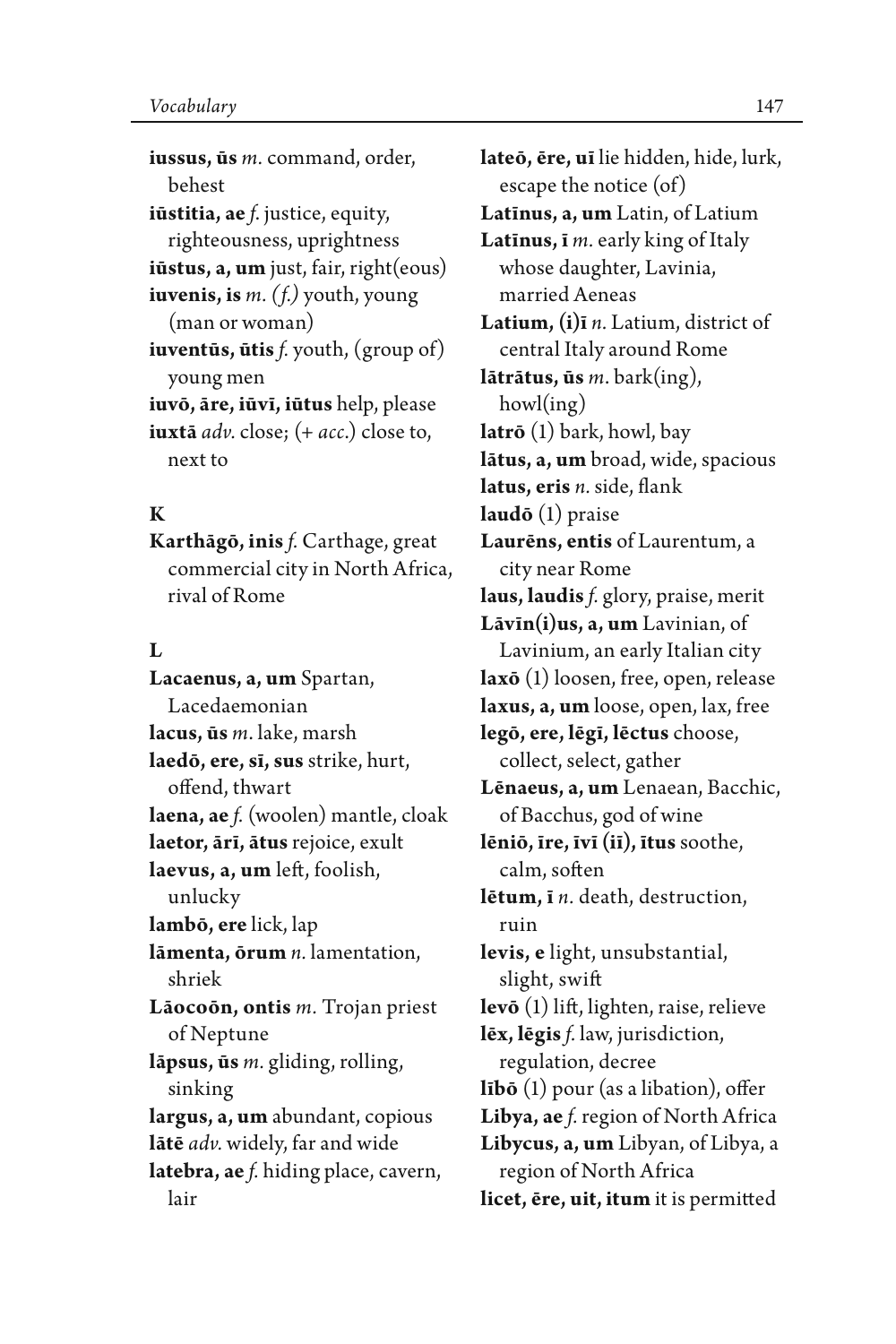**iussus, ūs** *m.* command, order, behest

**iūstitia, ae** *f.* justice, equity, righteousness, uprightness

**iūstus, a, um** just, fair, right(eous)

**iuvenis, is** *m.* (*f.*) youth, young (man or woman)

**iuventūs, ūtis** *f.* youth, (group of) young men

**iuvō, āre, iūvī, iūtus** help, please

**iuxtā** *adv.* close; (+ *acc.*) close to, next to

## K

**Karthāgō, inis** *f.* Carthage, great commercial city in North Africa, rival of Rome

## L

**Lacaenus, a, um** Spartan, Lacedaemonian

**lacus, ūs** *m.* lake, marsh

**laedō, ere, sī, sus** strike, hurt, offend, thwart

**laena, ae** *f.* (woolen) mantle, cloak

**laetor, ārī, ātus** rejoice, exult

**laevus, a, um** left, foolish, unlucky

**lambō, ere** lick, lap

**lāmenta, ōrum** *n.* lamentation, shriek

**Lāocoōn, ontis** *m.* Trojan priest of Neptune

**lāpsus, ūs** *m.* gliding, rolling, sinking

**largus, a, um** abundant, copious

**lātē** *adv.* widely, far and wide

**latebra, ae** *f.* hiding place, cavern, lair

**lateō, ēre, uī** lie hidden, hide, lurk, escape the notice (of)

**Latīnus, a, um** Latin, of Latium

**Latīnus, ī** *m.* early king of Italy whose daughter, Lavinia, married Aeneas

**Latium, (i)ī** *n.* Latium, district of central Italy around Rome

**lātrātus, ūs** *m.* bark(ing), howl(ing)

**latrō** (1) bark, howl, bay

**lātus, a, um** broad, wide, spacious

**latus, eris** *n.* side, flank

**laudō** (1) praise

**Laurēns, entis** of Laurentum, a city near Rome

**laus, laudis** *f.* glory, praise, merit

**Lāvīn(i)us, a, um** Lavinian, of Lavinium, an early Italian city

**laxō** (1) loosen, free, open, release

**laxus, a, um** loose, open, lax, free

**legō, ere, lēgī, lēctus** choose, collect, select, gather

**Lēnaeus, a, um** Lenaean, Bacchic, of Bacchus, god of wine

**lēniō, īre, īvī (iī), ītus** soothe, calm, soften

**lētum, ī** *n.* death, destruction, ruin

**levis, e** light, unsubstantial, slight, swift

**levō** (1) lift, lighten, raise, relieve

**lēx, lēgis** *f.* law, jurisdiction, regulation, decree

**lībō** (1) pour (as a libation), offer

**Libya, ae** *f.* region of North Africa

**Libycus, a, um** Libyan, of Libya, a region of North Africa

**licet, ēre, uit, itum** it is permitted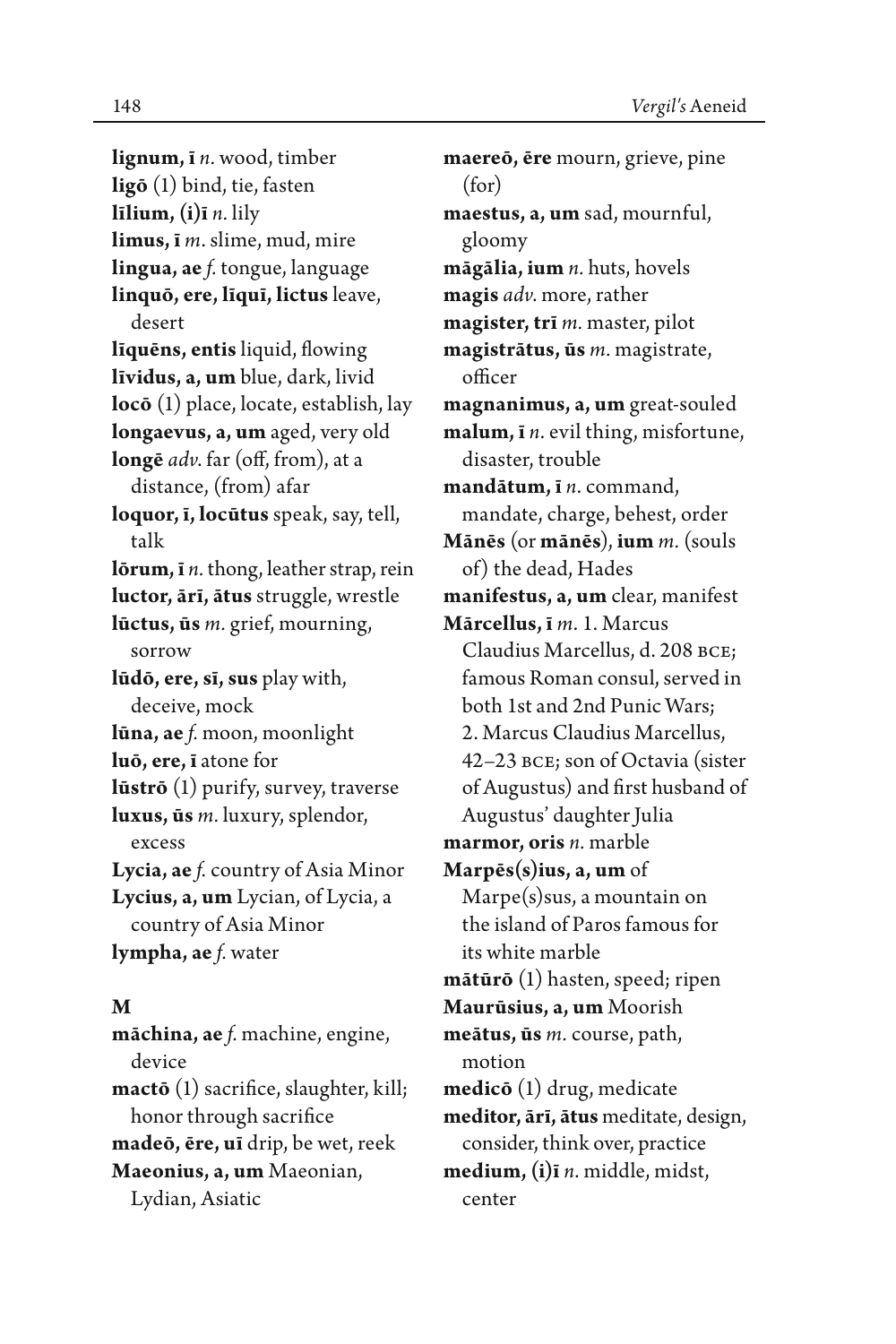**lignum, ī** *n.* wood, timber
**ligō** (1) bind, tie, fasten
**līlium, (i)ī** *n.* lily
**limus, ī** *m.* slime, mud, mire
**lingua, ae** *f.* tongue, language
**linquō, ere, līquī, lictus** leave, desert
**līquēns, entis** liquid, flowing
**līvidus, a, um** blue, dark, livid
**locō** (1) place, locate, establish, lay
**longaevus, a, um** aged, very old
**longē** *adv.* far (off, from), at a distance, (from) afar
**loquor, ī, locūtus** speak, say, tell, talk
**lōrum, ī** *n.* thong, leather strap, rein
**luctor, ārī, ātus** struggle, wrestle
**lūctus, ūs** *m.* grief, mourning, sorrow
**lūdō, ere, sī, sus** play with, deceive, mock
**lūna, ae** *f.* moon, moonlight
**luō, ere, ī** atone for
**lūstrō** (1) purify, survey, traverse
**luxus, ūs** *m.* luxury, splendor, excess
**Lycia, ae** *f.* country of Asia Minor
**Lycius, a, um** Lycian, of Lycia, a country of Asia Minor
**lympha, ae** *f.* water

## M

**māchina, ae** *f.* machine, engine, device
**mactō** (1) sacrifice, slaughter, kill; honor through sacrifice
**madeō, ēre, uī** drip, be wet, reek
**Maeonius, a, um** Maeonian, Lydian, Asiatic
**maereō, ēre** mourn, grieve, pine (for)
**maestus, a, um** sad, mournful, gloomy
**māgālia, ium** *n.* huts, hovels
**magis** *adv.* more, rather
**magister, trī** *m.* master, pilot
**magistrātus, ūs** *m.* magistrate, officer
**magnanimus, a, um** great-souled
**malum, ī** *n.* evil thing, misfortune, disaster, trouble
**mandātum, ī** *n.* command, mandate, charge, behest, order
**Mānēs** (or **mānēs**), **ium** *m.* (souls of) the dead, Hades
**manifestus, a, um** clear, manifest
**Mārcellus, ī** *m.* 1. Marcus Claudius Marcellus, d. 208 BCE; famous Roman consul, served in both 1st and 2nd Punic Wars; 2. Marcus Claudius Marcellus, 42–23 BCE; son of Octavia (sister of Augustus) and first husband of Augustus' daughter Julia
**marmor, oris** *n.* marble
**Marpēs(s)ius, a, um** of Marpe(s)sus, a mountain on the island of Paros famous for its white marble
**mātūrō** (1) hasten, speed; ripen
**Maurūsius, a, um** Moorish
**meātus, ūs** *m.* course, path, motion
**medicō** (1) drug, medicate
**meditor, ārī, ātus** meditate, design, consider, think over, practice
**medium, (i)ī** *n.* middle, midst, center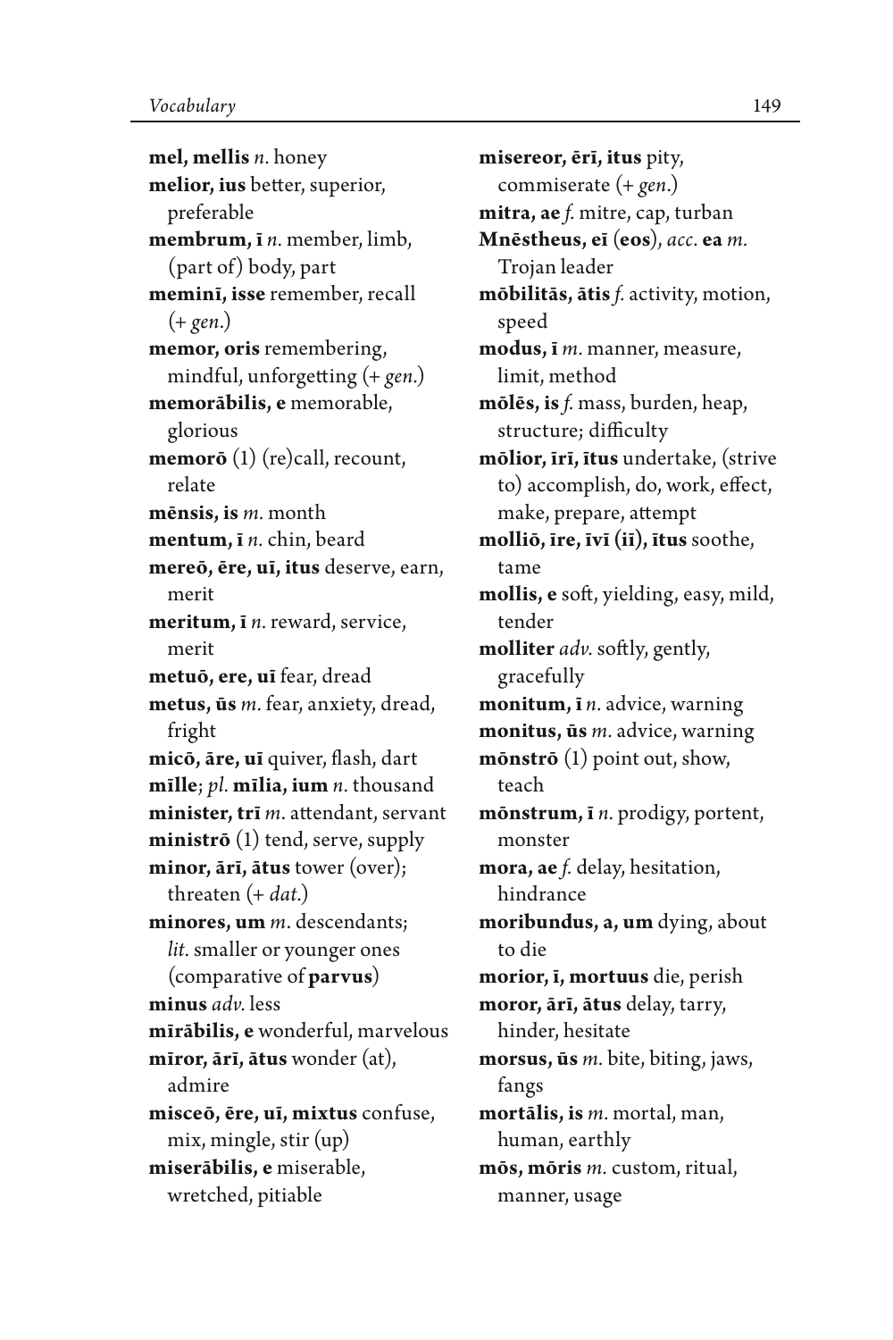**mel, mellis** *n.* honey

**melior, ius** better, superior, preferable

**membrum, ī** *n.* member, limb, (part of) body, part

**meminī, isse** remember, recall (+ *gen.*)

**memor, oris** remembering, mindful, unforgetting (+ *gen.*)

**memorābilis, e** memorable, glorious

**memorō** (1) (re)call, recount, relate

**mēnsis, is** *m.* month

**mentum, ī** *n.* chin, beard

**mereō, ēre, uī, itus** deserve, earn, merit

**meritum, ī** *n.* reward, service, merit

**metuō, ere, uī** fear, dread

**metus, ūs** *m.* fear, anxiety, dread, fright

**micō, āre, uī** quiver, flash, dart

**mīlle**; *pl.* **mīlia, ium** *n.* thousand

**minister, trī** *m.* attendant, servant

**ministrō** (1) tend, serve, supply

**minor, ārī, ātus** tower (over); threaten (+ *dat.*)

**minores, um** *m.* descendants; *lit.* smaller or younger ones (comparative of **parvus**)

**minus** *adv.* less

**mīrābilis, e** wonderful, marvelous

**mīror, ārī, ātus** wonder (at), admire

**misceō, ēre, uī, mixtus** confuse, mix, mingle, stir (up)

**miserābilis, e** miserable, wretched, pitiable

**misereor, ērī, itus** pity, commiserate (+ *gen.*)

**mitra, ae** *f.* mitre, cap, turban

**Mnēstheus, eī** (**eos**), *acc.* **ea** *m.* Trojan leader

**mōbilitās, ātis** *f.* activity, motion, speed

**modus, ī** *m.* manner, measure, limit, method

**mōlēs, is** *f.* mass, burden, heap, structure; difficulty

**mōlior, īrī, ītus** undertake, (strive to) accomplish, do, work, effect, make, prepare, attempt

**molliō, īre, īvī (iī), ītus** soothe, tame

**mollis, e** soft, yielding, easy, mild, tender

**molliter** *adv.* softly, gently, gracefully

**monitum, ī** *n.* advice, warning

**monitus, ūs** *m.* advice, warning

**mōnstrō** (1) point out, show, teach

**mōnstrum, ī** *n.* prodigy, portent, monster

**mora, ae** *f.* delay, hesitation, hindrance

**moribundus, a, um** dying, about to die

**morior, ī, mortuus** die, perish

**moror, ārī, ātus** delay, tarry, hinder, hesitate

**morsus, ūs** *m.* bite, biting, jaws, fangs

**mortālis, is** *m.* mortal, man, human, earthly

**mōs, mōris** *m.* custom, ritual, manner, usage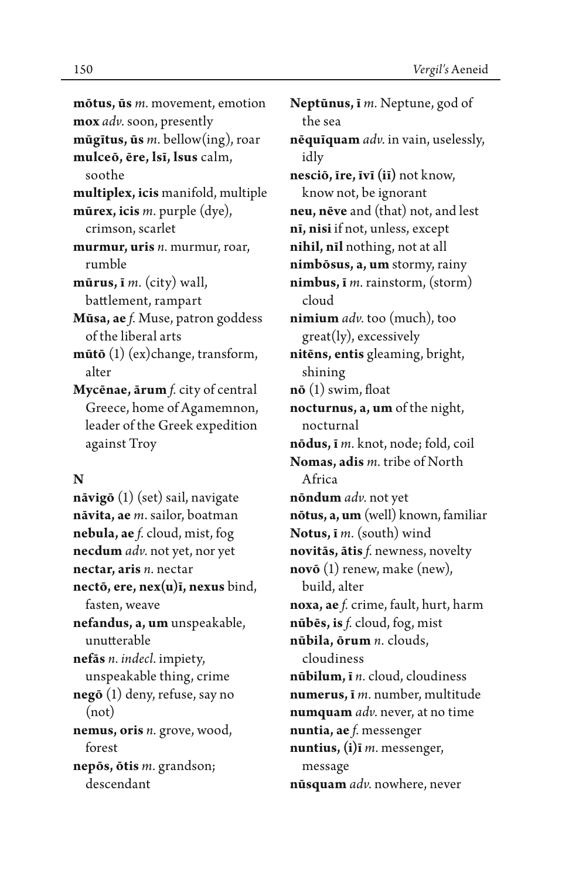**mōtus, ūs** *m.* movement, emotion

**mox** *adv.* soon, presently

**mūgītus, ūs** *m.* bellow(ing), roar

**mulceō, ēre, lsī, lsus** calm, soothe

**multiplex, icis** manifold, multiple

**mūrex, icis** *m.* purple (dye), crimson, scarlet

**murmur, uris** *n.* murmur, roar, rumble

**mūrus, ī** *m.* (city) wall, battlement, rampart

**Mūsa, ae** *f.* Muse, patron goddess of the liberal arts

**mūtō** (1) (ex)change, transform, alter

**Mycēnae, ārum** *f.* city of central Greece, home of Agamemnon, leader of the Greek expedition against Troy

## N

**nāvigō** (1) (set) sail, navigate

**nāvita, ae** *m.* sailor, boatman

**nebula, ae** *f.* cloud, mist, fog

**necdum** *adv.* not yet, nor yet

**nectar, aris** *n.* nectar

**nectō, ere, nex(u)ī, nexus** bind, fasten, weave

**nefandus, a, um** unspeakable, unutterable

**nefās** *n. indecl.* impiety, unspeakable thing, crime

**negō** (1) deny, refuse, say no (not)

**nemus, oris** *n.* grove, wood, forest

**nepōs, ōtis** *m.* grandson; descendant

**Neptūnus, ī** *m.* Neptune, god of the sea

**nēquīquam** *adv.* in vain, uselessly, idly

**nesciō, īre, īvī (iī)** not know, know not, be ignorant

**neu, nēve** and (that) not, and lest

**nī, nisi** if not, unless, except

**nihil, nīl** nothing, not at all

**nimbōsus, a, um** stormy, rainy

**nimbus, ī** *m.* rainstorm, (storm) cloud

**nimium** *adv.* too (much), too great(ly), excessively

**nitēns, entis** gleaming, bright, shining

**nō** (1) swim, float

**nocturnus, a, um** of the night, nocturnal

**nōdus, ī** *m.* knot, node; fold, coil

**Nomas, adis** *m.* tribe of North Africa

**nōndum** *adv.* not yet

**nōtus, a, um** (well) known, familiar

**Notus, ī** *m.* (south) wind

**novitās, ātis** *f.* newness, novelty

**novō** (1) renew, make (new), build, alter

**noxa, ae** *f.* crime, fault, hurt, harm

**nūbēs, is** *f.* cloud, fog, mist

**nūbila, ōrum** *n.* clouds, cloudiness

**nūbilum, ī** *n.* cloud, cloudiness

**numerus, ī** *m.* number, multitude

**numquam** *adv.* never, at no time

**nuntia, ae** *f.* messenger

**nuntius, (i)ī** *m.* messenger, message

**nūsquam** *adv.* nowhere, never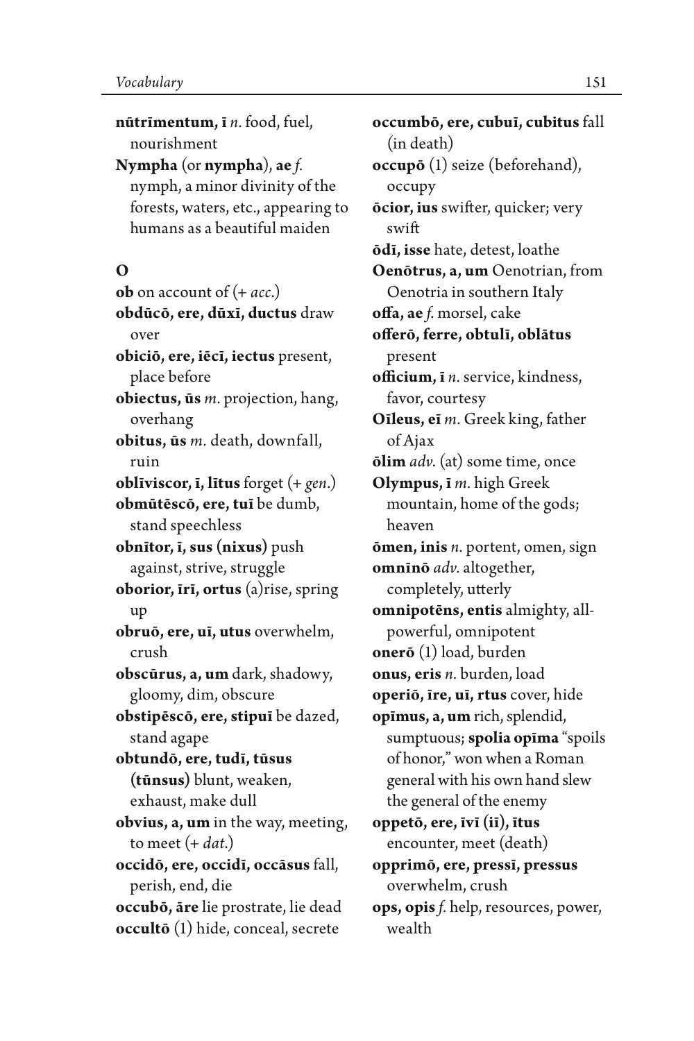**nūtrīmentum, ī** *n.* food, fuel, nourishment

**Nympha** (or **nympha**), **ae** *f.* nymph, a minor divinity of the forests, waters, etc., appearing to humans as a beautiful maiden

## O

**ob** on account of (+ *acc.*)

**obdūcō, ere, dūxī, ductus** draw over

**obiciō, ere, iēcī, iectus** present, place before

**obiectus, ūs** *m.* projection, hang, overhang

**obitus, ūs** *m.* death, downfall, ruin

**oblīviscor, ī, lītus** forget (+ *gen.*)

**obmūtēscō, ere, tuī** be dumb, stand speechless

**obnītor, ī, sus (nixus)** push against, strive, struggle

**oborior, īrī, ortus** (a)rise, spring up

**obruō, ere, uī, utus** overwhelm, crush

**obscūrus, a, um** dark, shadowy, gloomy, dim, obscure

**obstipēscō, ere, stipuī** be dazed, stand agape

**obtundō, ere, tudī, tūsus (tūnsus)** blunt, weaken, exhaust, make dull

**obvius, a, um** in the way, meeting, to meet (+ *dat.*)

**occidō, ere, occidī, occāsus** fall, perish, end, die

**occubō, āre** lie prostrate, lie dead

**occultō** (1) hide, conceal, secrete

**occumbō, ere, cubuī, cubitus** fall (in death)

**occupō** (1) seize (beforehand), occupy

**ōcior, ius** swifter, quicker; very swift

**ōdī, isse** hate, detest, loathe

**Oenōtrus, a, um** Oenotrian, from Oenotria in southern Italy

**offa, ae** *f.* morsel, cake

**offerō, ferre, obtulī, oblātus** present

**officium, ī** *n.* service, kindness, favor, courtesy

**Oīleus, eī** *m.* Greek king, father of Ajax

**ōlim** *adv.* (at) some time, once

**Olympus, ī** *m.* high Greek mountain, home of the gods; heaven

**ōmen, inis** *n.* portent, omen, sign

**omnīnō** *adv.* altogether, completely, utterly

**omnipotēns, entis** almighty, all-powerful, omnipotent

**onerō** (1) load, burden

**onus, eris** *n.* burden, load

**operiō, īre, uī, rtus** cover, hide

**opīmus, a, um** rich, splendid, sumptuous; **spolia opīma** "spoils of honor," won when a Roman general with his own hand slew the general of the enemy

**oppetō, ere, īvī (iī), ītus** encounter, meet (death)

**opprimō, ere, pressī, pressus** overwhelm, crush

**ops, opis** *f.* help, resources, power, wealth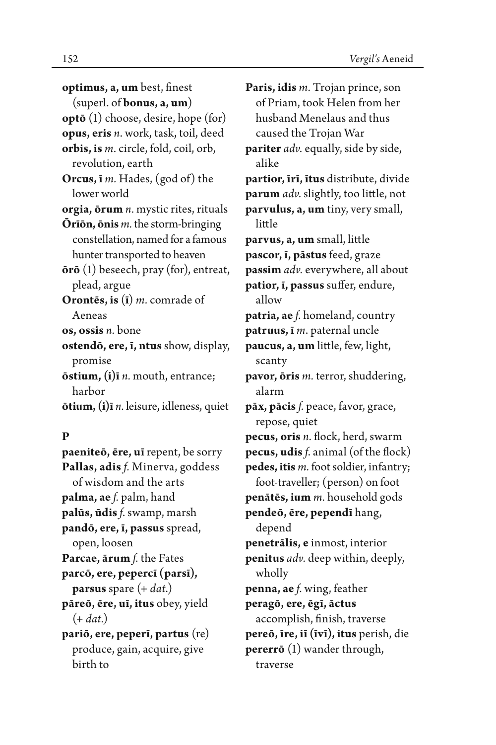**optimus, a, um** best, finest (superl. of **bonus, a, um**)

**optō** (1) choose, desire, hope (for)

**opus, eris** *n.* work, task, toil, deed

**orbis, is** *m.* circle, fold, coil, orb, revolution, earth

**Orcus, ī** *m.* Hades, (god of) the lower world

**orgia, ōrum** *n.* mystic rites, rituals

**Ōrīōn, ōnis** *m.* the storm-bringing constellation, named for a famous hunter transported to heaven

**ōrō** (1) beseech, pray (for), entreat, plead, argue

**Orontēs, is** (**ī**) *m.* comrade of Aeneas

**os, ossis** *n.* bone

**ostendō, ere, ī, ntus** show, display, promise

**ōstium, (i)ī** *n.* mouth, entrance; harbor

**ōtium, (i)ī** *n.* leisure, idleness, quiet

## P

**paeniteō, ēre, uī** repent, be sorry

**Pallas, adis** *f.* Minerva, goddess of wisdom and the arts

**palma, ae** *f.* palm, hand

**palūs, ūdis** *f.* swamp, marsh

**pandō, ere, ī, passus** spread, open, loosen

**Parcae, ārum** *f.* the Fates

**parcō, ere, pepercī (parsī), parsus** spare (+ *dat.*)

**pāreō, ēre, uī, itus** obey, yield (+ *dat.*)

**pariō, ere, peperī, partus** (re) produce, gain, acquire, give birth to

**Paris, idis** *m.* Trojan prince, son of Priam, took Helen from her husband Menelaus and thus caused the Trojan War

**pariter** *adv.* equally, side by side, alike

**partior, īrī, ītus** distribute, divide

**parum** *adv.* slightly, too little, not

**parvulus, a, um** tiny, very small, little

**parvus, a, um** small, little

**pascor, ī, pāstus** feed, graze

**passim** *adv.* everywhere, all about

**patior, ī, passus** suffer, endure, allow

**patria, ae** *f.* homeland, country

**patruus, ī** *m.* paternal uncle

**paucus, a, um** little, few, light, scanty

**pavor, ōris** *m.* terror, shuddering, alarm

**pāx, pācis** *f.* peace, favor, grace, repose, quiet

**pecus, oris** *n.* flock, herd, swarm

**pecus, udis** *f.* animal (of the flock)

**pedes, itis** *m.* foot soldier, infantry; foot-traveller; (person) on foot

**penātēs, ium** *m.* household gods

**pendeō, ēre, pependī** hang, depend

**penetrālis, e** inmost, interior

**penitus** *adv.* deep within, deeply, wholly

**penna, ae** *f.* wing, feather

**peragō, ere, ēgī, āctus** accomplish, finish, traverse

**pereō, īre, iī (īvī), itus** perish, die

**pererrō** (1) wander through, traverse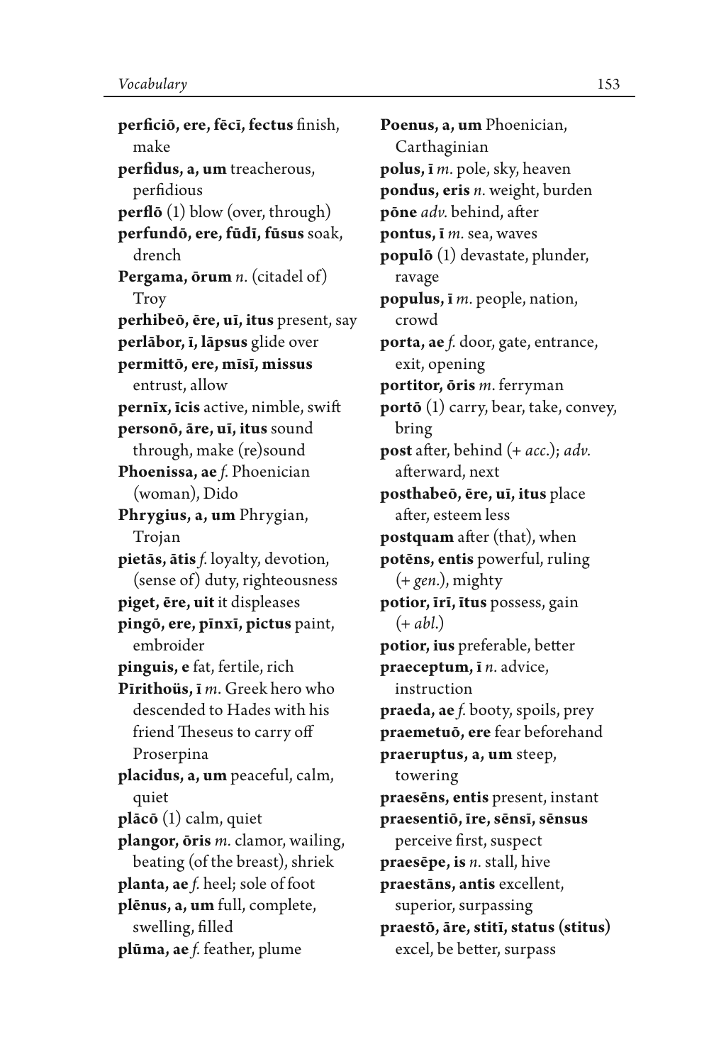**perficiō, ere, fēcī, fectus** finish, make

**perfidus, a, um** treacherous, perfidious

**perflō** (1) blow (over, through)

**perfundō, ere, fūdī, fūsus** soak, drench

**Pergama, ōrum** *n.* (citadel of) Troy

**perhibeō, ēre, uī, itus** present, say

**perlābor, ī, lāpsus** glide over

**permittō, ere, mīsī, missus** entrust, allow

**pernīx, īcis** active, nimble, swift

**personō, āre, uī, itus** sound through, make (re)sound

**Phoenissa, ae** *f.* Phoenician (woman), Dido

**Phrygius, a, um** Phrygian, Trojan

**pietās, ātis** *f.* loyalty, devotion, (sense of) duty, righteousness

**piget, ēre, uit** it displeases

**pingō, ere, pīnxī, pictus** paint, embroider

**pinguis, e** fat, fertile, rich

**Pīrithoüs, ī** *m.* Greek hero who descended to Hades with his friend Theseus to carry off Proserpina

**placidus, a, um** peaceful, calm, quiet

**plācō** (1) calm, quiet

**plangor, ōris** *m.* clamor, wailing, beating (of the breast), shriek

**planta, ae** *f.* heel; sole of foot

**plēnus, a, um** full, complete, swelling, filled

**plūma, ae** *f.* feather, plume

**Poenus, a, um** Phoenician, Carthaginian

**polus, ī** *m.* pole, sky, heaven

**pondus, eris** *n.* weight, burden

**pōne** *adv.* behind, after

**pontus, ī** *m.* sea, waves

**populō** (1) devastate, plunder, ravage

**populus, ī** *m.* people, nation, crowd

**porta, ae** *f.* door, gate, entrance, exit, opening

**portitor, ōris** *m.* ferryman

**portō** (1) carry, bear, take, convey, bring

**post** after, behind (+ *acc.*); *adv.* afterward, next

**posthabeō, ēre, uī, itus** place after, esteem less

**postquam** after (that), when

**potēns, entis** powerful, ruling (+ *gen.*), mighty

**potior, īrī, ītus** possess, gain (+ *abl.*)

**potior, ius** preferable, better

**praeceptum, ī** *n.* advice, instruction

**praeda, ae** *f.* booty, spoils, prey

**praemetuō, ere** fear beforehand

**praeruptus, a, um** steep, towering

**praesēns, entis** present, instant

**praesentiō, īre, sēnsī, sēnsus** perceive first, suspect

**praesēpe, is** *n.* stall, hive

**praestāns, antis** excellent, superior, surpassing

**praestō, āre, stitī, status (stitus)** excel, be better, surpass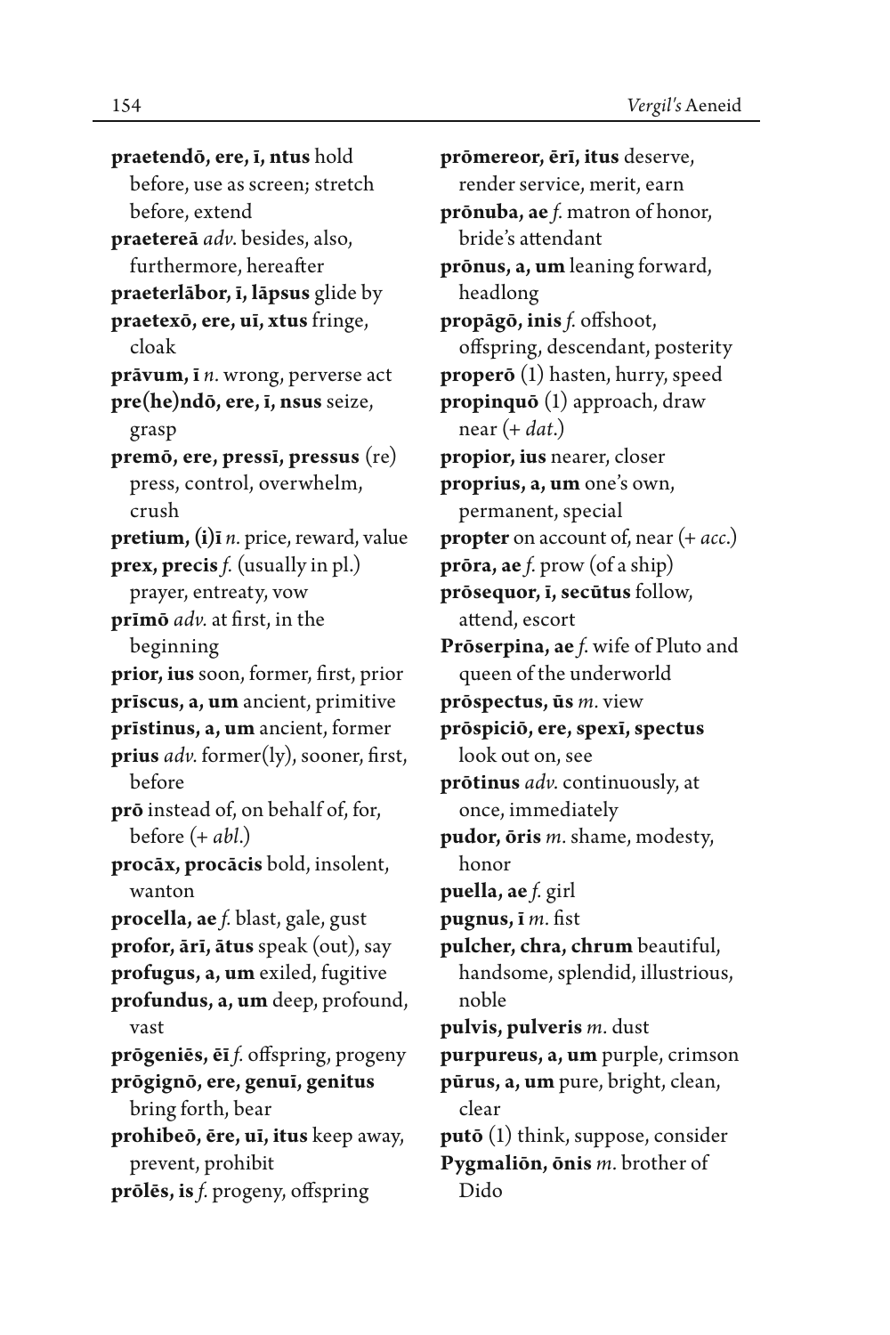**praetendō, ere, ī, ntus** hold before, use as screen; stretch before, extend

**praetereā** *adv.* besides, also, furthermore, hereafter

**praeterlābor, ī, lāpsus** glide by

**praetexō, ere, uī, xtus** fringe, cloak

**prāvum, ī** *n.* wrong, perverse act

**pre(he)ndō, ere, ī, nsus** seize, grasp

**premō, ere, pressī, pressus** (re) press, control, overwhelm, crush

**pretium, (i)ī** *n.* price, reward, value

**prex, precis** *f.* (usually in pl.) prayer, entreaty, vow

**prīmō** *adv.* at first, in the beginning

**prior, ius** soon, former, first, prior

**prīscus, a, um** ancient, primitive

**prīstinus, a, um** ancient, former

**prius** *adv.* former(ly), sooner, first, before

**prō** instead of, on behalf of, for, before (+ *abl.*)

**procāx, procācis** bold, insolent, wanton

**procella, ae** *f.* blast, gale, gust

**profor, ārī, ātus** speak (out), say

**profugus, a, um** exiled, fugitive

**profundus, a, um** deep, profound, vast

**prōgeniēs, ēī** *f.* offspring, progeny

**prōgignō, ere, genuī, genitus** bring forth, bear

**prohibeō, ēre, uī, itus** keep away, prevent, prohibit

**prōlēs, is** *f.* progeny, offspring

**prōmereor, ērī, itus** deserve, render service, merit, earn

**prōnuba, ae** *f.* matron of honor, bride's attendant

**prōnus, a, um** leaning forward, headlong

**propāgō, inis** *f.* offshoot, offspring, descendant, posterity

**properō** (1) hasten, hurry, speed

**propinquō** (1) approach, draw near (+ *dat.*)

**propior, ius** nearer, closer

**proprius, a, um** one's own, permanent, special

**propter** on account of, near (+ *acc.*)

**prōra, ae** *f.* prow (of a ship)

**prōsequor, ī, secūtus** follow, attend, escort

**Prōserpina, ae** *f.* wife of Pluto and queen of the underworld

**prōspectus, ūs** *m.* view

**prōspiciō, ere, spexī, spectus** look out on, see

**prōtinus** *adv.* continuously, at once, immediately

**pudor, ōris** *m.* shame, modesty, honor

**puella, ae** *f.* girl

**pugnus, ī** *m.* fist

**pulcher, chra, chrum** beautiful, handsome, splendid, illustrious, noble

**pulvis, pulveris** *m.* dust

**purpureus, a, um** purple, crimson

**pūrus, a, um** pure, bright, clean, clear

**putō** (1) think, suppose, consider

**Pygmaliōn, ōnis** *m.* brother of Dido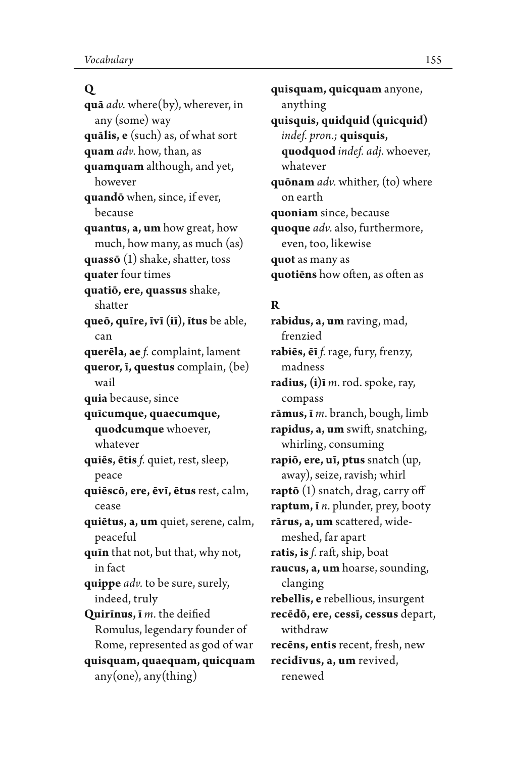## Q

**quā** *adv.* where(by), wherever, in any (some) way

**quālis, e** (such) as, of what sort

**quam** *adv.* how, than, as

**quamquam** although, and yet, however

**quandō** when, since, if ever, because

**quantus, a, um** how great, how much, how many, as much (as)

**quassō** (1) shake, shatter, toss

**quater** four times

**quatiō, ere, quassus** shake, shatter

**queō, quīre, īvī (iī), ītus** be able, can

**querēla, ae** *f.* complaint, lament

**queror, ī, questus** complain, (be) wail

**quia** because, since

**quīcumque, quaecumque, quodcumque** whoever, whatever

**quiēs, ētis** *f.* quiet, rest, sleep, peace

**quiēscō, ere, ēvī, ētus** rest, calm, cease

**quiētus, a, um** quiet, serene, calm, peaceful

**quīn** that not, but that, why not, in fact

**quippe** *adv.* to be sure, surely, indeed, truly

**Quirīnus, ī** *m.* the deified Romulus, legendary founder of Rome, represented as god of war

**quisquam, quaequam, quicquam** any(one), any(thing)

**quisquam, quicquam** anyone, anything

**quisquis, quidquid (quicquid)** *indef. pron.;* **quisquis, quodquod** *indef. adj.* whoever, whatever

**quōnam** *adv.* whither, (to) where on earth

**quoniam** since, because

**quoque** *adv.* also, furthermore, even, too, likewise

**quot** as many as

**quotiēns** how often, as often as

## R

**rabidus, a, um** raving, mad, frenzied

**rabiēs, ēī** *f.* rage, fury, frenzy, madness

**radius, (i)ī** *m.* rod. spoke, ray, compass

**rāmus, ī** *m.* branch, bough, limb

**rapidus, a, um** swift, snatching, whirling, consuming

**rapiō, ere, uī, ptus** snatch (up, away), seize, ravish; whirl

**raptō** (1) snatch, drag, carry off

**raptum, ī** *n.* plunder, prey, booty

**rārus, a, um** scattered, wide-meshed, far apart

**ratis, is** *f.* raft, ship, boat

**raucus, a, um** hoarse, sounding, clanging

**rebellis, e** rebellious, insurgent

**recēdō, ere, cessī, cessus** depart, withdraw

**recēns, entis** recent, fresh, new

**recidīvus, a, um** revived, renewed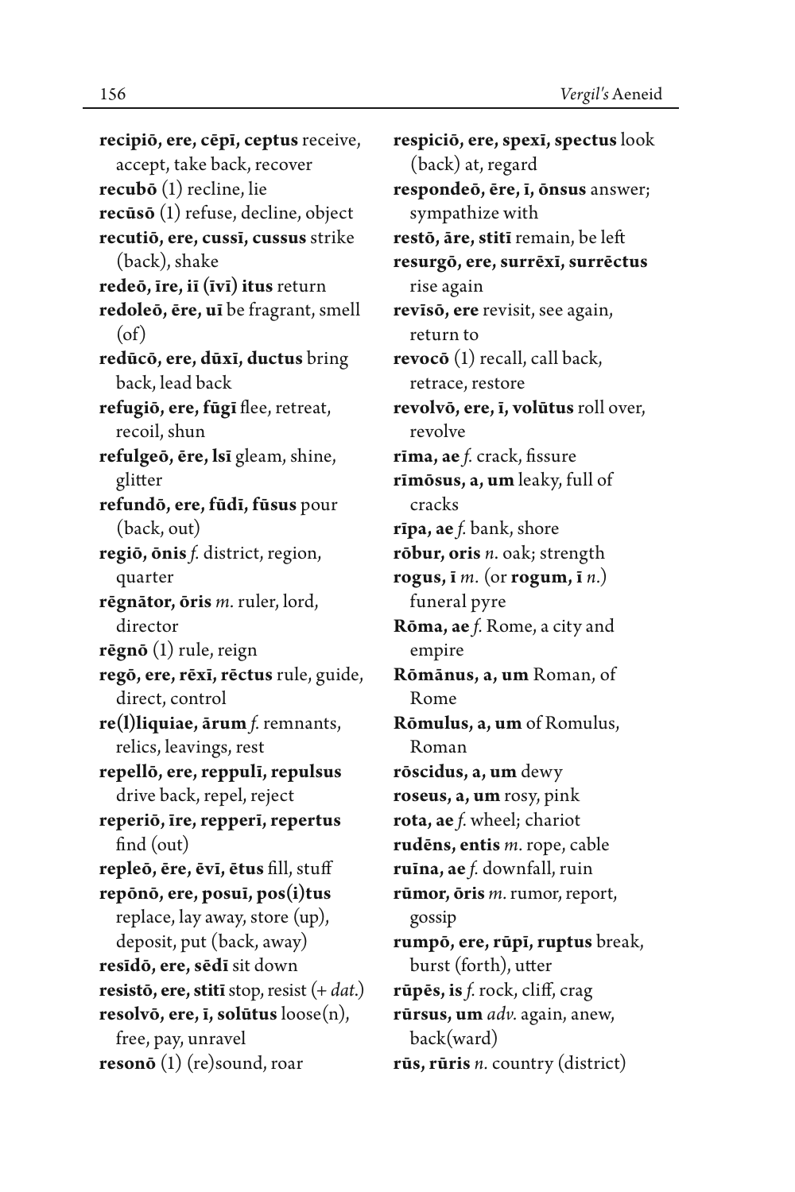**recipiō, ere, cēpī, ceptus** receive, accept, take back, recover

**recubō** (1) recline, lie

**recūsō** (1) refuse, decline, object

**recutiō, ere, cussī, cussus** strike (back), shake

**redeō, īre, iī (īvī) itus** return

**redoleō, ēre, uī** be fragrant, smell (of)

**redūcō, ere, dūxī, ductus** bring back, lead back

**refugiō, ere, fūgī** flee, retreat, recoil, shun

**refulgeō, ēre, lsī** gleam, shine, glitter

**refundō, ere, fūdī, fūsus** pour (back, out)

**regiō, ōnis** *f.* district, region, quarter

**rēgnātor, ōris** *m.* ruler, lord, director

**rēgnō** (1) rule, reign

**regō, ere, rēxī, rēctus** rule, guide, direct, control

**re(l)liquiae, ārum** *f.* remnants, relics, leavings, rest

**repellō, ere, reppulī, repulsus** drive back, repel, reject

**reperiō, īre, repperī, repertus** find (out)

**repleō, ēre, ēvī, ētus** fill, stuff

**repōnō, ere, posuī, pos(i)tus** replace, lay away, store (up), deposit, put (back, away)

**resīdō, ere, sēdī** sit down

**resistō, ere, stitī** stop, resist (+ *dat.*)

**resolvō, ere, ī, solūtus** loose(n), free, pay, unravel

**resonō** (1) (re)sound, roar

**respiciō, ere, spexī, spectus** look (back) at, regard

**respondeō, ēre, ī, ōnsus** answer; sympathize with

**restō, āre, stitī** remain, be left

**resurgō, ere, surrēxī, surrēctus** rise again

**revīsō, ere** revisit, see again, return to

**revocō** (1) recall, call back, retrace, restore

**revolvō, ere, ī, volūtus** roll over, revolve

**rīma, ae** *f.* crack, fissure

**rīmōsus, a, um** leaky, full of cracks

**rīpa, ae** *f.* bank, shore

**rōbur, oris** *n.* oak; strength

**rogus, ī** *m.* (or **rogum, ī** *n.*) funeral pyre

**Rōma, ae** *f.* Rome, a city and empire

**Rōmānus, a, um** Roman, of Rome

**Rōmulus, a, um** of Romulus, Roman

**rōscidus, a, um** dewy

**roseus, a, um** rosy, pink

**rota, ae** *f.* wheel; chariot

**rudēns, entis** *m.* rope, cable

**ruīna, ae** *f.* downfall, ruin

**rūmor, ōris** *m.* rumor, report, gossip

**rumpō, ere, rūpī, ruptus** break, burst (forth), utter

**rūpēs, is** *f.* rock, cliff, crag

**rūrsus, um** *adv.* again, anew, back(ward)

**rūs, rūris** *n.* country (district)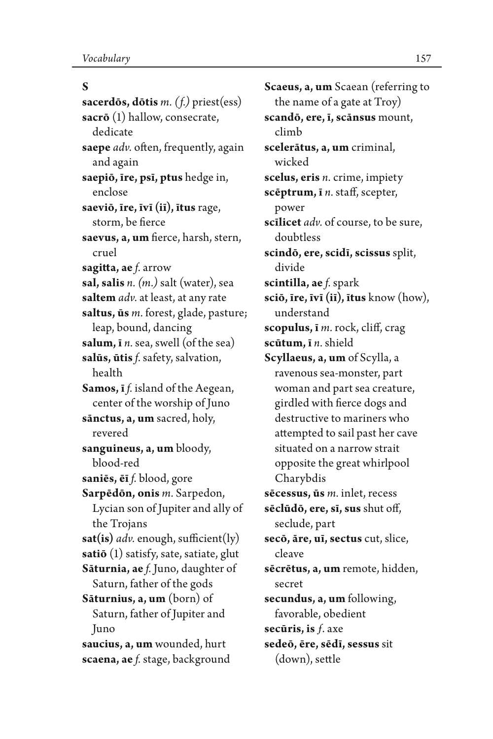## S

**sacerdōs, dōtis** *m. (f.)* priest(ess)

**sacrō** (1) hallow, consecrate, dedicate

**saepe** *adv.* often, frequently, again and again

**saepiō, īre, psī, ptus** hedge in, enclose

**saeviō, īre, īvī (iī), ītus** rage, storm, be fierce

**saevus, a, um** fierce, harsh, stern, cruel

**sagitta, ae** *f.* arrow

**sal, salis** *n. (m.)* salt (water), sea

**saltem** *adv.* at least, at any rate

**saltus, ūs** *m.* forest, glade, pasture; leap, bound, dancing

**salum, ī** *n.* sea, swell (of the sea)

**salūs, ūtis** *f.* safety, salvation, health

**Samos, ī** *f.* island of the Aegean, center of the worship of Juno

**sānctus, a, um** sacred, holy, revered

**sanguineus, a, um** bloody, blood-red

**saniēs, ēī** *f.* blood, gore

**Sarpēdōn, onis** *m.* Sarpedon, Lycian son of Jupiter and ally of the Trojans

**sat(is)** *adv.* enough, sufficient(ly)

**satiō** (1) satisfy, sate, satiate, glut

**Sāturnia, ae** *f.* Juno, daughter of Saturn, father of the gods

**Sāturnius, a, um** (born) of Saturn, father of Jupiter and Juno

**saucius, a, um** wounded, hurt

**scaena, ae** *f.* stage, background

**Scaeus, a, um** Scaean (referring to the name of a gate at Troy)

**scandō, ere, ī, scānsus** mount, climb

**scelerātus, a, um** criminal, wicked

**scelus, eris** *n.* crime, impiety

**scēptrum, ī** *n.* staff, scepter, power

**scīlicet** *adv.* of course, to be sure, doubtless

**scindō, ere, scidī, scissus** split, divide

**scintilla, ae** *f.* spark

**sciō, īre, īvī (iī), ītus** know (how), understand

**scopulus, ī** *m.* rock, cliff, crag

**scūtum, ī** *n.* shield

**Scyllaeus, a, um** of Scylla, a ravenous sea-monster, part woman and part sea creature, girdled with fierce dogs and destructive to mariners who attempted to sail past her cave situated on a narrow strait opposite the great whirlpool Charybdis

**sēcessus, ūs** *m.* inlet, recess

**sēclūdō, ere, sī, sus** shut off, seclude, part

**secō, āre, uī, sectus** cut, slice, cleave

**sēcrētus, a, um** remote, hidden, secret

**secundus, a, um** following, favorable, obedient

**secūris, is** *f.* axe

**sedeō, ēre, sēdī, sessus** sit (down), settle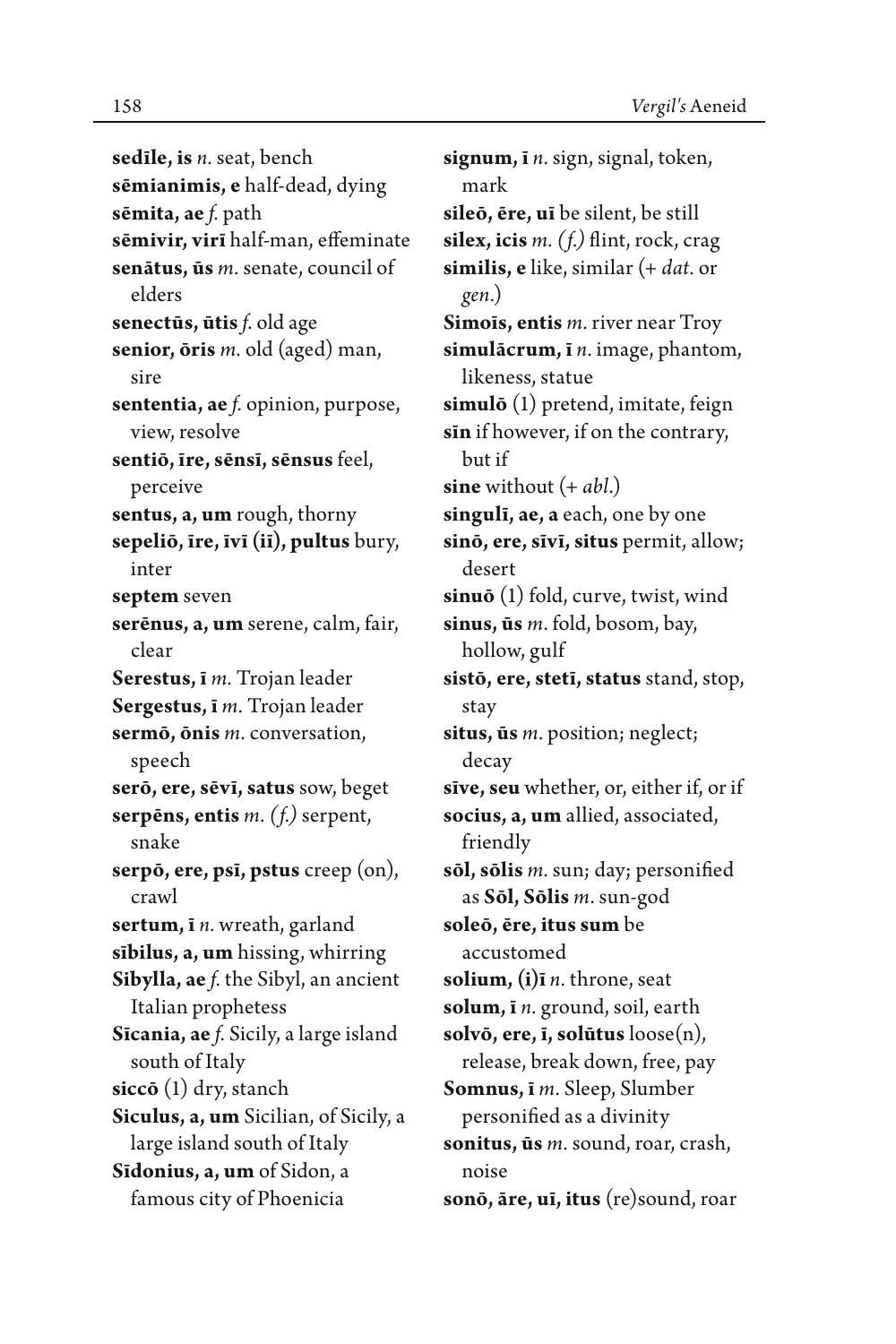**sedīle, is** *n.* seat, bench
**sēmianimis, e** half-dead, dying
**sēmita, ae** *f.* path
**sēmivir, virī** half-man, effeminate
**senātus, ūs** *m.* senate, council of elders
**senectūs, ūtis** *f.* old age
**senior, ōris** *m.* old (aged) man, sire
**sententia, ae** *f.* opinion, purpose, view, resolve
**sentiō, īre, sēnsī, sēnsus** feel, perceive
**sentus, a, um** rough, thorny
**sepeliō, īre, īvī (iī), pultus** bury, inter
**septem** seven
**serēnus, a, um** serene, calm, fair, clear
**Serestus, ī** *m.* Trojan leader
**Sergestus, ī** *m.* Trojan leader
**sermō, ōnis** *m.* conversation, speech
**serō, ere, sēvī, satus** sow, beget
**serpēns, entis** *m. (f.)* serpent, snake
**serpō, ere, psī, pstus** creep (on), crawl
**sertum, ī** *n.* wreath, garland
**sībilus, a, um** hissing, whirring
**Sibylla, ae** *f.* the Sibyl, an ancient Italian prophetess
**Sīcania, ae** *f.* Sicily, a large island south of Italy
**siccō** (1) dry, stanch
**Siculus, a, um** Sicilian, of Sicily, a large island south of Italy
**Sīdonius, a, um** of Sidon, a famous city of Phoenicia
**signum, ī** *n.* sign, signal, token, mark
**sileō, ēre, uī** be silent, be still
**silex, icis** *m. (f.)* flint, rock, crag
**similis, e** like, similar (+ *dat.* or *gen.*)
**Simoīs, entis** *m.* river near Troy
**simulācrum, ī** *n.* image, phantom, likeness, statue
**simulō** (1) pretend, imitate, feign
**sīn** if however, if on the contrary, but if
**sine** without (+ *abl.*)
**singulī, ae, a** each, one by one
**sinō, ere, sīvī, situs** permit, allow; desert
**sinuō** (1) fold, curve, twist, wind
**sinus, ūs** *m.* fold, bosom, bay, hollow, gulf
**sistō, ere, stetī, status** stand, stop, stay
**situs, ūs** *m.* position; neglect; decay
**sīve, seu** whether, or, either if, or if
**socius, a, um** allied, associated, friendly
**sōl, sōlis** *m.* sun; day; personified as **Sōl, Sōlis** *m.* sun-god
**soleō, ēre, itus sum** be accustomed
**solium, (i)ī** *n.* throne, seat
**solum, ī** *n.* ground, soil, earth
**solvō, ere, ī, solūtus** loose(n), release, break down, free, pay
**Somnus, ī** *m.* Sleep, Slumber personified as a divinity
**sonitus, ūs** *m.* sound, roar, crash, noise
**sonō, āre, uī, itus** (re)sound, roar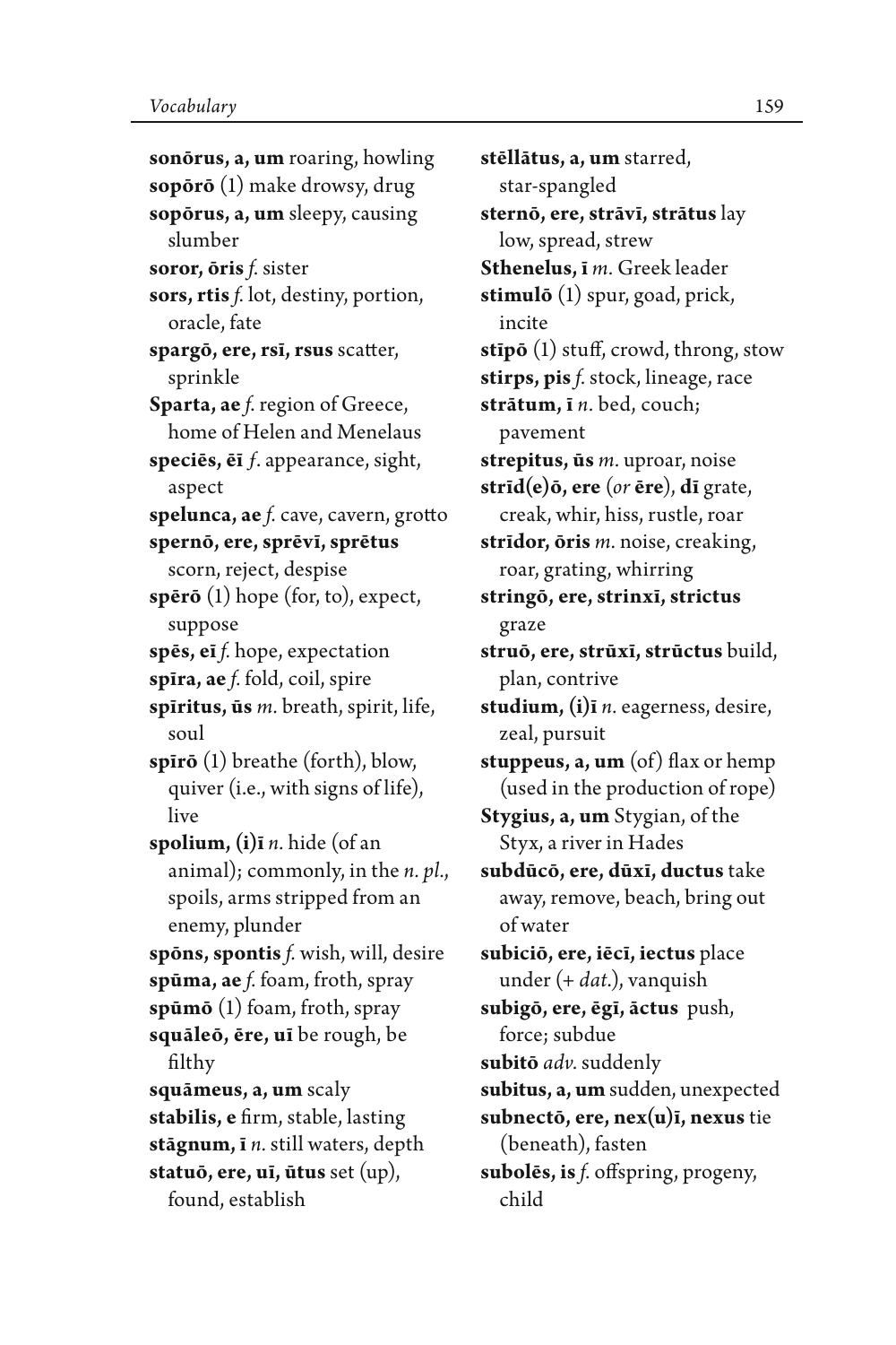**sonōrus, a, um** roaring, howling
**sopōrō** (1) make drowsy, drug
**sopōrus, a, um** sleepy, causing slumber
**soror, ōris** *f.* sister
**sors, rtis** *f.* lot, destiny, portion, oracle, fate
**spargō, ere, rsī, rsus** scatter, sprinkle
**Sparta, ae** *f.* region of Greece, home of Helen and Menelaus
**speciēs, ēī** *f*. appearance, sight, aspect
**spelunca, ae** *f.* cave, cavern, grotto
**spernō, ere, sprēvī, sprētus** scorn, reject, despise
**spērō** (1) hope (for, to), expect, suppose
**spēs, eī** *f.* hope, expectation
**spīra, ae** *f.* fold, coil, spire
**spīritus, ūs** *m.* breath, spirit, life, soul
**spīrō** (1) breathe (forth), blow, quiver (i.e., with signs of life), live
**spolium, (i)ī** *n.* hide (of an animal); commonly, in the *n. pl*., spoils, arms stripped from an enemy, plunder
**spōns, spontis** *f.* wish, will, desire
**spūma, ae** *f.* foam, froth, spray
**spūmō** (1) foam, froth, spray
**squāleō, ēre, uī** be rough, be filthy
**squāmeus, a, um** scaly
**stabilis, e** firm, stable, lasting
**stāgnum, ī** *n.* still waters, depth
**statuō, ere, uī, ūtus** set (up), found, establish
**stēllātus, a, um** starred, star-spangled
**sternō, ere, strāvī, strātus** lay low, spread, strew
**Sthenelus, ī** *m.* Greek leader
**stimulō** (1) spur, goad, prick, incite
**stīpō** (1) stuff, crowd, throng, stow
**stirps, pis** *f.* stock, lineage, race
**strātum, ī** *n.* bed, couch; pavement
**strepitus, ūs** *m.* uproar, noise
**strīd(e)ō, ere** (*or* **ēre**), **dī** grate, creak, whir, hiss, rustle, roar
**strīdor, ōris** *m.* noise, creaking, roar, grating, whirring
**stringō, ere, strinxī, strictus** graze
**struō, ere, strūxī, strūctus** build, plan, contrive
**studium, (i)ī** *n.* eagerness, desire, zeal, pursuit
**stuppeus, a, um** (of) flax or hemp (used in the production of rope)
**Stygius, a, um** Stygian, of the Styx, a river in Hades
**subdūcō, ere, dūxī, ductus** take away, remove, beach, bring out of water
**subiciō, ere, iēcī, iectus** place under (+ *dat.*), vanquish
**subigō, ere, ēgī, āctus** push, force; subdue
**subitō** *adv.* suddenly
**subitus, a, um** sudden, unexpected
**subnectō, ere, nex(u)ī, nexus** tie (beneath), fasten
**subolēs, is** *f.* offspring, progeny, child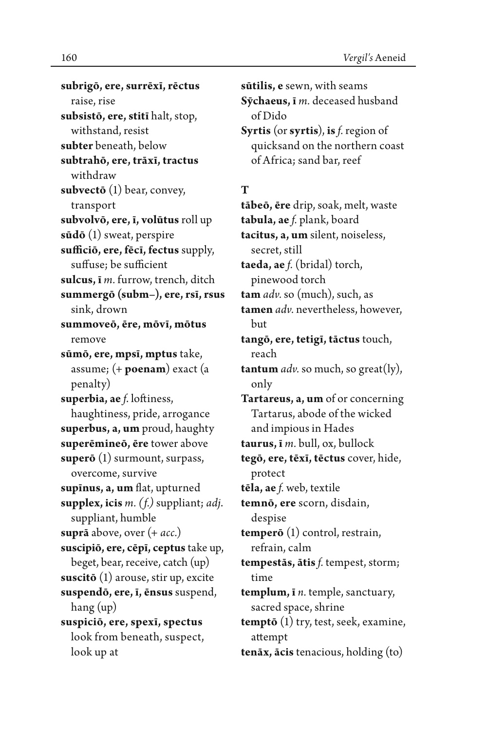**subrigō, ere, surrēxī, rēctus** raise, rise

**subsistō, ere, stitī** halt, stop, withstand, resist

**subter** beneath, below

**subtrahō, ere, trāxī, tractus** withdraw

**subvectō** (1) bear, convey, transport

**subvolvō, ere, ī, volūtus** roll up

**sūdō** (1) sweat, perspire

**sufficiō, ere, fēcī, fectus** supply, suffuse; be sufficient

**sulcus, ī** *m.* furrow, trench, ditch

**summergō (subm–), ere, rsī, rsus** sink, drown

**summoveō, ēre, mōvī, mōtus** remove

**sūmō, ere, mpsī, mptus** take, assume; (+ **poenam**) exact (a penalty)

**superbia, ae** *f.* loftiness, haughtiness, pride, arrogance

**superbus, a, um** proud, haughty

**superēmineō, ēre** tower above

**superō** (1) surmount, surpass, overcome, survive

**supīnus, a, um** flat, upturned

**supplex, icis** *m. (f.)* suppliant; *adj.* suppliant, humble

**suprā** above, over (+ *acc.*)

**suscipiō, ere, cēpī, ceptus** take up, beget, bear, receive, catch (up)

**suscitō** (1) arouse, stir up, excite

**suspendō, ere, ī, ēnsus** suspend, hang (up)

**suspiciō, ere, spexī, spectus** look from beneath, suspect, look up at

**sūtilis, e** sewn, with seams

**Sȳchaeus, ī** *m.* deceased husband of Dido

**Syrtis** (or **syrtis**), **is** *f.* region of quicksand on the northern coast of Africa; sand bar, reef

## T

**tābeō, ēre** drip, soak, melt, waste

**tabula, ae** *f.* plank, board

**tacitus, a, um** silent, noiseless, secret, still

**taeda, ae** *f.* (bridal) torch, pinewood torch

**tam** *adv.* so (much), such, as

**tamen** *adv.* nevertheless, however, but

**tangō, ere, tetigī, tāctus** touch, reach

**tantum** *adv.* so much, so great(ly), only

**Tartareus, a, um** of or concerning Tartarus, abode of the wicked and impious in Hades

**taurus, ī** *m.* bull, ox, bullock

**tegō, ere, tēxī, tēctus** cover, hide, protect

**tēla, ae** *f.* web, textile

**temnō, ere** scorn, disdain, despise

**temperō** (1) control, restrain, refrain, calm

**tempestās, ātis** *f.* tempest, storm; time

**templum, ī** *n.* temple, sanctuary, sacred space, shrine

**temptō** (1) try, test, seek, examine, attempt

**tenāx, ācis** tenacious, holding (to)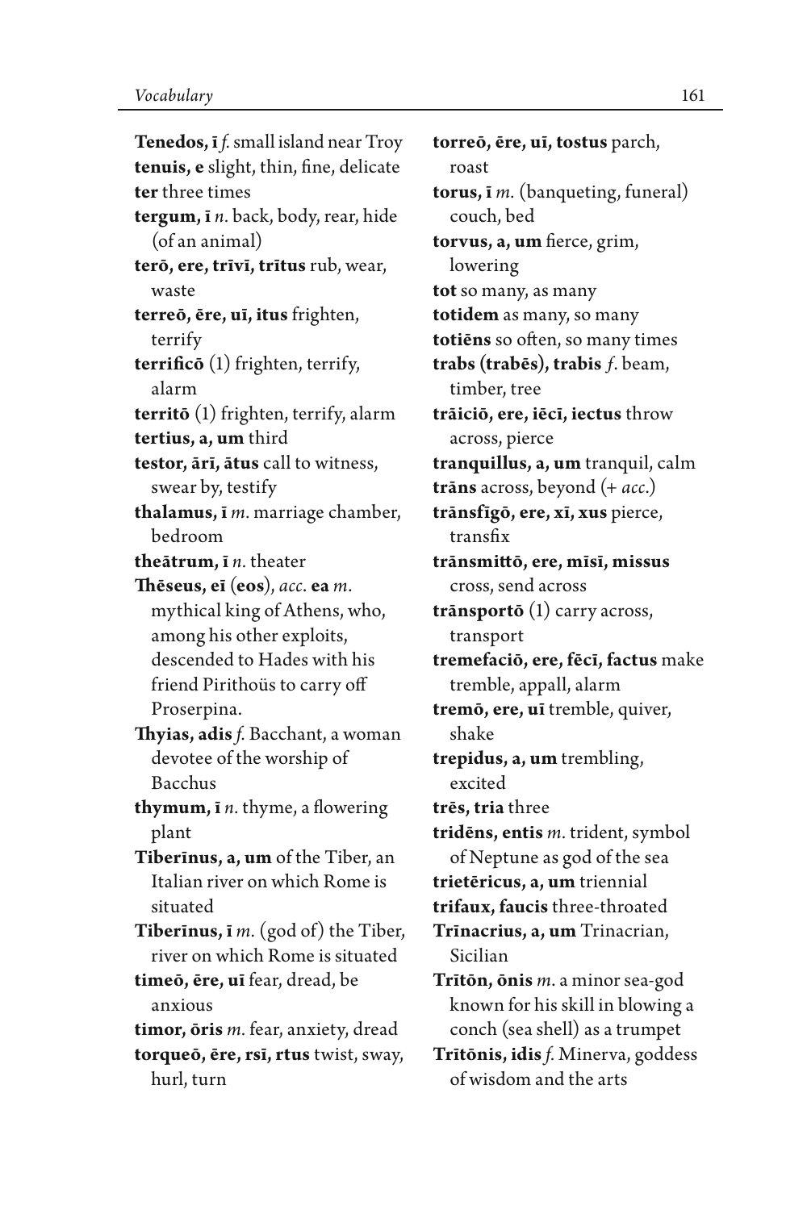**Tenedos, ī** *f.* small island near Troy
**tenuis, e** slight, thin, fine, delicate
**ter** three times
**tergum, ī** *n.* back, body, rear, hide (of an animal)
**terō, ere, trīvī, trītus** rub, wear, waste
**terreō, ēre, uī, itus** frighten, terrify
**terrificō** (1) frighten, terrify, alarm
**territō** (1) frighten, terrify, alarm
**tertius, a, um** third
**testor, ārī, ātus** call to witness, swear by, testify
**thalamus, ī** *m.* marriage chamber, bedroom
**theātrum, ī** *n.* theater
**Thēseus, eī** (**eos**), *acc.* **ea** *m.* mythical king of Athens, who, among his other exploits, descended to Hades with his friend Pirithoüs to carry off Proserpina.
**Thyias, adis** *f.* Bacchant, a woman devotee of the worship of Bacchus
**thymum, ī** *n.* thyme, a flowering plant
**Tiberīnus, a, um** of the Tiber, an Italian river on which Rome is situated
**Tiberīnus, ī** *m.* (god of) the Tiber, river on which Rome is situated
**timeō, ēre, uī** fear, dread, be anxious
**timor, ōris** *m.* fear, anxiety, dread
**torqueō, ēre, rsī, rtus** twist, sway, hurl, turn
**torreō, ēre, uī, tostus** parch, roast
**torus, ī** *m.* (banqueting, funeral) couch, bed
**torvus, a, um** fierce, grim, lowering
**tot** so many, as many
**totidem** as many, so many
**totiēns** so often, so many times
**trabs (trabēs), trabis** *f.* beam, timber, tree
**trāiciō, ere, iēcī, iectus** throw across, pierce
**tranquillus, a, um** tranquil, calm
**trāns** across, beyond (+ *acc.*)
**trānsfīgō, ere, xī, xus** pierce, transfix
**trānsmittō, ere, mīsī, missus** cross, send across
**trānsportō** (1) carry across, transport
**tremefaciō, ere, fēcī, factus** make tremble, appall, alarm
**tremō, ere, uī** tremble, quiver, shake
**trepidus, a, um** trembling, excited
**trēs, tria** three
**tridēns, entis** *m.* trident, symbol of Neptune as god of the sea
**trietēricus, a, um** triennial
**trifaux, faucis** three-throated
**Trīnacrius, a, um** Trinacrian, Sicilian
**Trītōn, ōnis** *m.* a minor sea-god known for his skill in blowing a conch (sea shell) as a trumpet
**Trītōnis, idis** *f.* Minerva, goddess of wisdom and the arts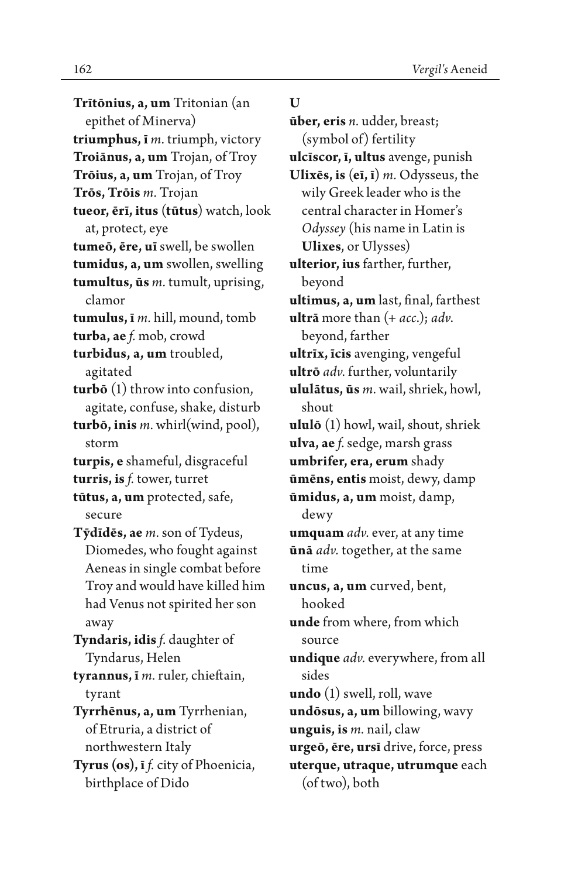**Trītōnius, a, um** Tritonian (an epithet of Minerva)

**triumphus, ī** *m.* triumph, victory

**Troiānus, a, um** Trojan, of Troy

**Trōius, a, um** Trojan, of Troy

**Trōs, Trōis** *m.* Trojan

**tueor, ērī, itus** (**tūtus**) watch, look at, protect, eye

**tumeō, ēre, uī** swell, be swollen

**tumidus, a, um** swollen, swelling

**tumultus, ūs** *m.* tumult, uprising, clamor

**tumulus, ī** *m.* hill, mound, tomb

**turba, ae** *f.* mob, crowd

**turbidus, a, um** troubled, agitated

**turbō** (1) throw into confusion, agitate, confuse, shake, disturb

**turbō, inis** *m.* whirl(wind, pool), storm

**turpis, e** shameful, disgraceful

**turris, is** *f.* tower, turret

**tūtus, a, um** protected, safe, secure

**Tȳdīdēs, ae** *m.* son of Tydeus, Diomedes, who fought against Aeneas in single combat before Troy and would have killed him had Venus not spirited her son away

**Tyndaris, idis** *f.* daughter of Tyndarus, Helen

**tyrannus, ī** *m.* ruler, chieftain, tyrant

**Tyrrhēnus, a, um** Tyrrhenian, of Etruria, a district of northwestern Italy

**Tyrus (os), ī** *f.* city of Phoenicia, birthplace of Dido

**U**

**ūber, eris** *n.* udder, breast; (symbol of) fertility

**ulcīscor, ī, ultus** avenge, punish

**Ulixēs, is** (**eī, ī**) *m.* Odysseus, the wily Greek leader who is the central character in Homer's *Odyssey* (his name in Latin is **Ulixes**, or Ulysses)

**ulterior, ius** farther, further, beyond

**ultimus, a, um** last, final, farthest

**ultrā** more than (+ *acc.*); *adv.* beyond, farther

**ultrīx, īcis** avenging, vengeful

**ultrō** *adv.* further, voluntarily

**ululātus, ūs** *m.* wail, shriek, howl, shout

**ululō** (1) howl, wail, shout, shriek

**ulva, ae** *f.* sedge, marsh grass

**umbrifer, era, erum** shady

**ūmēns, entis** moist, dewy, damp

**ūmidus, a, um** moist, damp, dewy

**umquam** *adv.* ever, at any time

**ūnā** *adv.* together, at the same time

**uncus, a, um** curved, bent, hooked

**unde** from where, from which source

**undique** *adv.* everywhere, from all sides

**undo** (1) swell, roll, wave

**undōsus, a, um** billowing, wavy

**unguis, is** *m.* nail, claw

**urgeō, ēre, ursī** drive, force, press

**uterque, utraque, utrumque** each (of two), both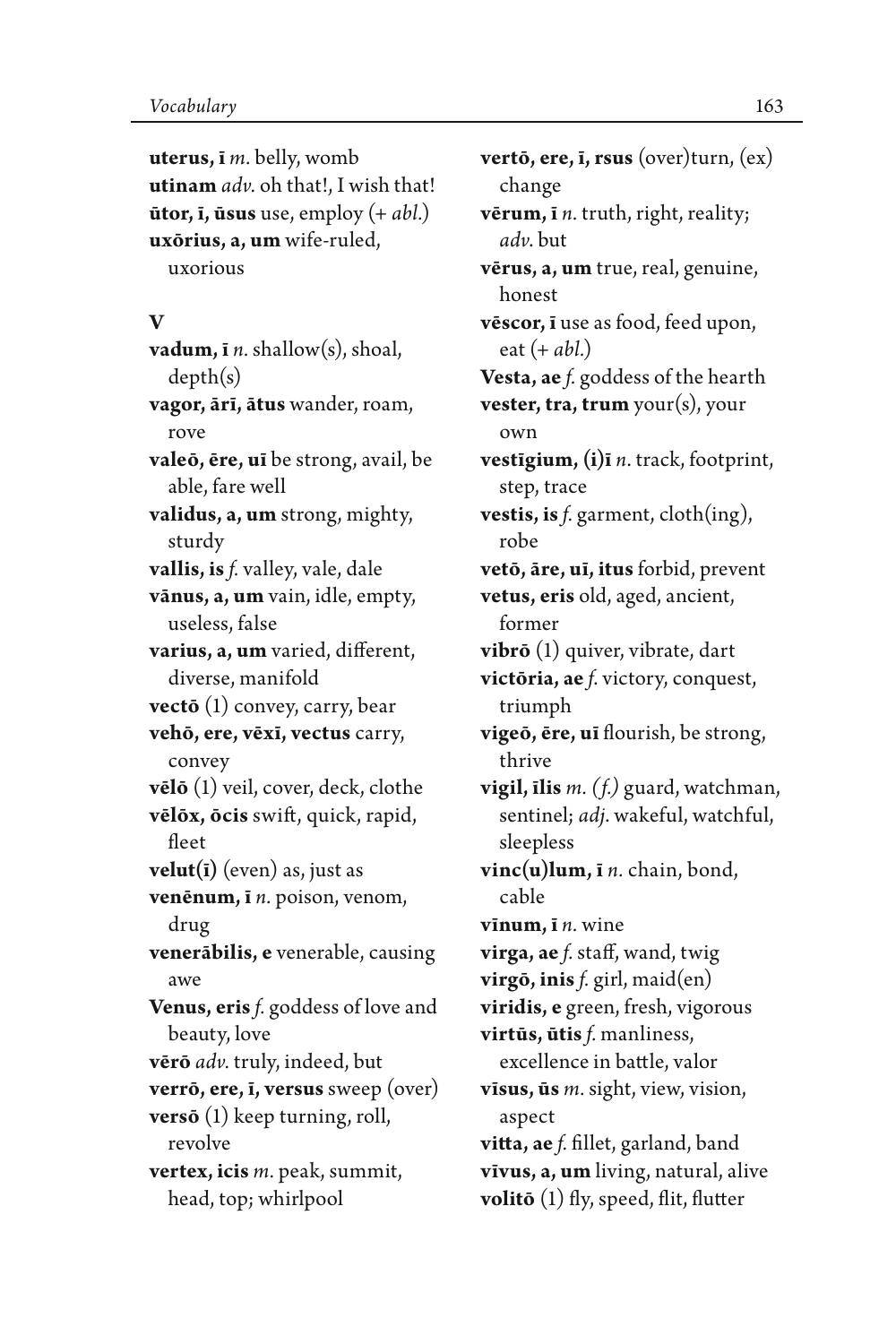**uterus, ī** *m.* belly, womb
**utinam** *adv.* oh that!, I wish that!
**ūtor, ī, ūsus** use, employ (+ *abl.*)
**uxōrius, a, um** wife-ruled, uxorious

**V**

**vadum, ī** *n.* shallow(s), shoal, depth(s)
**vagor, ārī, ātus** wander, roam, rove
**valeō, ēre, uī** be strong, avail, be able, fare well
**validus, a, um** strong, mighty, sturdy
**vallis, is** *f.* valley, vale, dale
**vānus, a, um** vain, idle, empty, useless, false
**varius, a, um** varied, different, diverse, manifold
**vectō** (1) convey, carry, bear
**vehō, ere, vēxī, vectus** carry, convey
**vēlō** (1) veil, cover, deck, clothe
**vēlōx, ōcis** swift, quick, rapid, fleet
**velut(ī)** (even) as, just as
**venēnum, ī** *n.* poison, venom, drug
**venerābilis, e** venerable, causing awe
**Venus, eris** *f.* goddess of love and beauty, love
**vērō** *adv.* truly, indeed, but
**verrō, ere, ī, versus** sweep (over)
**versō** (1) keep turning, roll, revolve
**vertex, icis** *m.* peak, summit, head, top; whirlpool
**vertō, ere, ī, rsus** (over)turn, (ex)change
**vērum, ī** *n.* truth, right, reality; *adv.* but
**vērus, a, um** true, real, genuine, honest
**vēscor, ī** use as food, feed upon, eat (+ *abl.*)
**Vesta, ae** *f.* goddess of the hearth
**vester, tra, trum** your(s), your own
**vestīgium, (i)ī** *n.* track, footprint, step, trace
**vestis, is** *f.* garment, cloth(ing), robe
**vetō, āre, uī, itus** forbid, prevent
**vetus, eris** old, aged, ancient, former
**vibrō** (1) quiver, vibrate, dart
**victōria, ae** *f.* victory, conquest, triumph
**vigeō, ēre, uī** flourish, be strong, thrive
**vigil, ilis** *m. (f.)* guard, watchman, sentinel; *adj.* wakeful, watchful, sleepless
**vinc(u)lum, ī** *n.* chain, bond, cable
**vīnum, ī** *n.* wine
**virga, ae** *f.* staff, wand, twig
**virgō, inis** *f.* girl, maid(en)
**viridis, e** green, fresh, vigorous
**virtūs, ūtis** *f.* manliness, excellence in battle, valor
**vīsus, ūs** *m.* sight, view, vision, aspect
**vitta, ae** *f.* fillet, garland, band
**vīvus, a, um** living, natural, alive
**volitō** (1) fly, speed, flit, flutter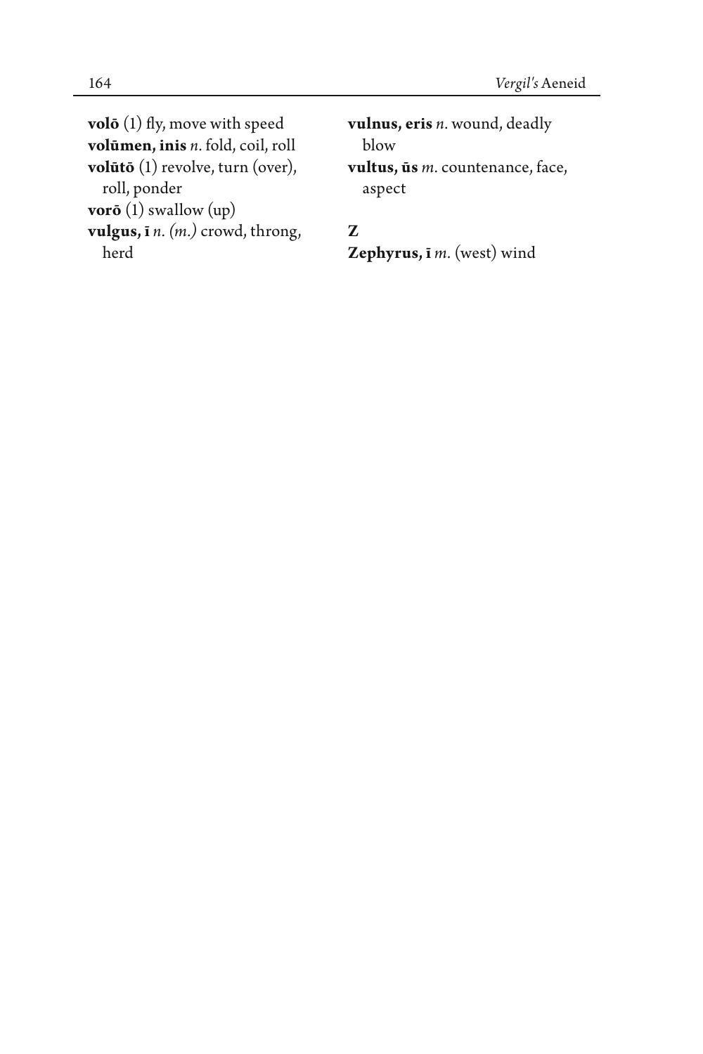**volō** (1) fly, move with speed
**volūmen, inis** *n.* fold, coil, roll
**volūtō** (1) revolve, turn (over), roll, ponder
**vorō** (1) swallow (up)
**vulgus, ī** *n. (m.)* crowd, throng, herd
**vulnus, eris** *n.* wound, deadly blow
**vultus, ūs** *m.* countenance, face, aspect

## Z

**Zephyrus, ī** *m.* (west) wind